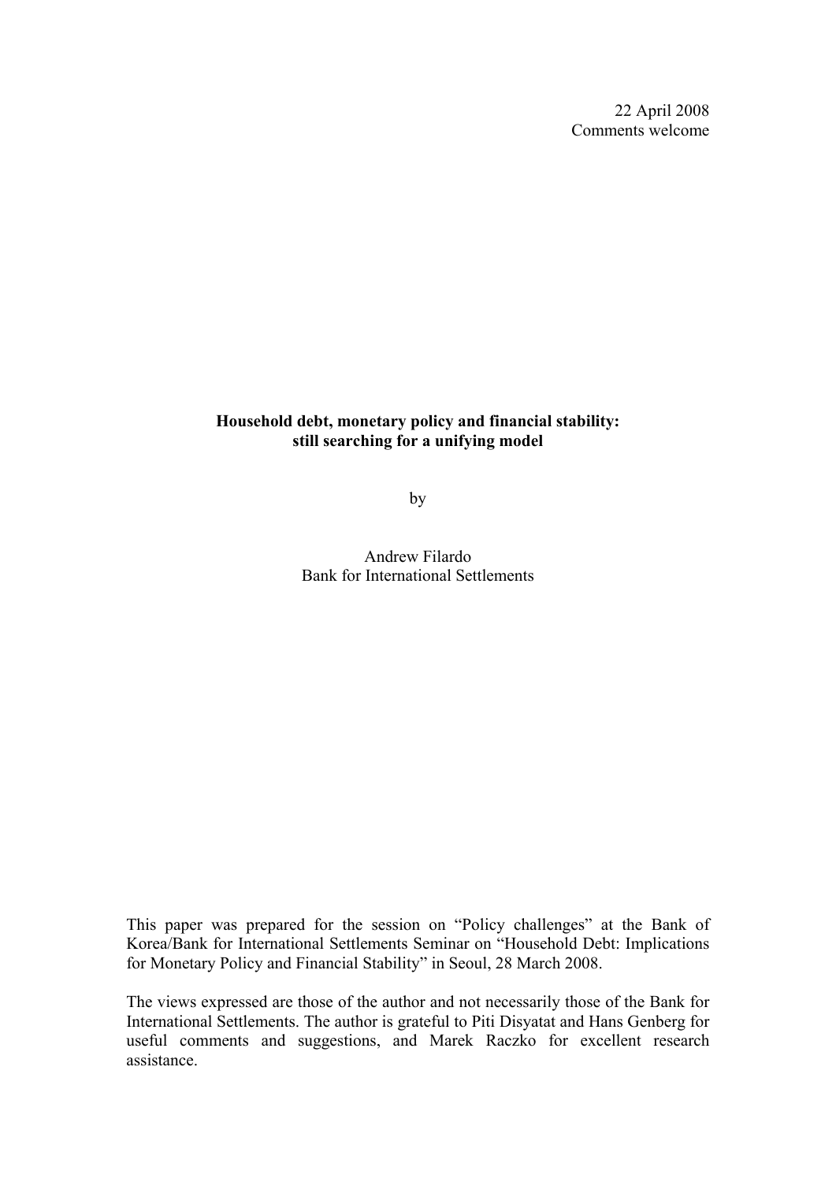22 April 2008
Comments welcome

# Household debt, monetary policy and financial stability: still searching for a unifying model

by

Andrew Filardo
Bank for International Settlements

This paper was prepared for the session on "Policy challenges" at the Bank of Korea/Bank for International Settlements Seminar on "Household Debt: Implications for Monetary Policy and Financial Stability" in Seoul, 28 March 2008.

The views expressed are those of the author and not necessarily those of the Bank for International Settlements. The author is grateful to Piti Disyatat and Hans Genberg for useful comments and suggestions, and Marek Raczko for excellent research assistance.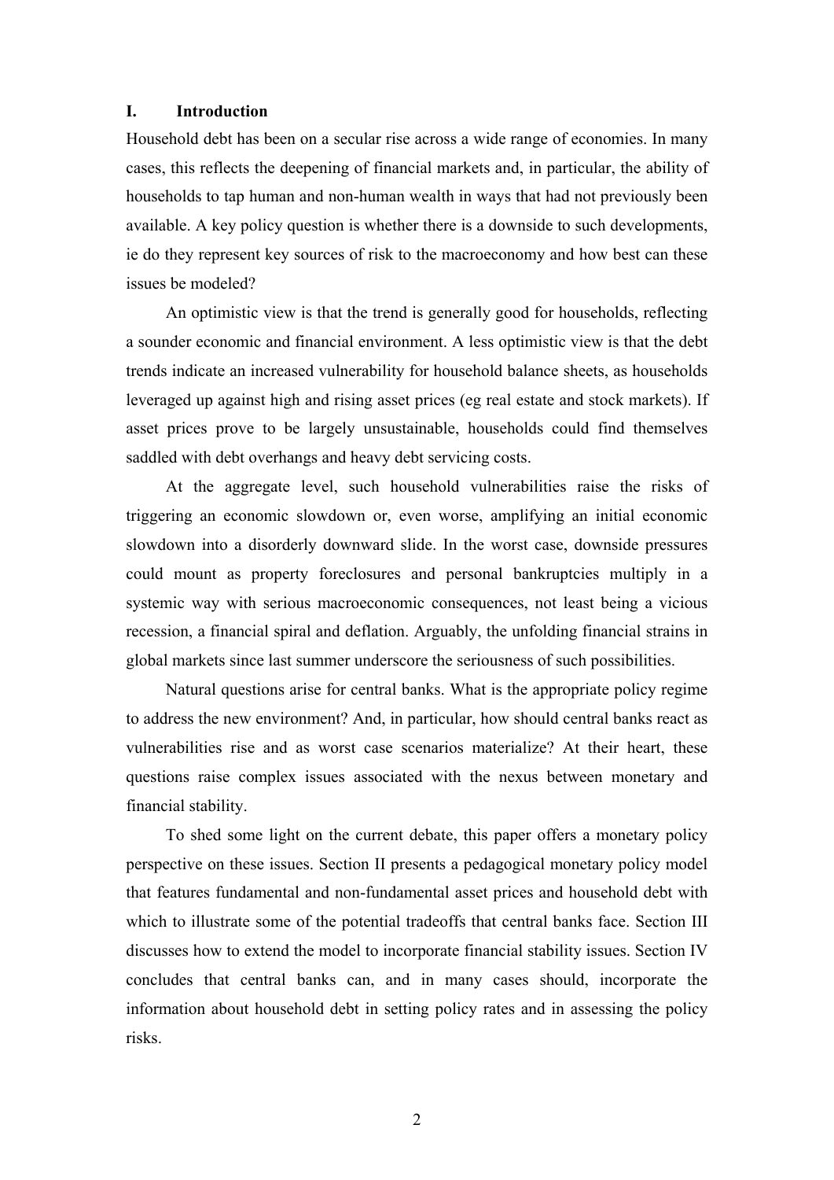## I. Introduction

Household debt has been on a secular rise across a wide range of economies. In many cases, this reflects the deepening of financial markets and, in particular, the ability of households to tap human and non-human wealth in ways that had not previously been available. A key policy question is whether there is a downside to such developments, ie do they represent key sources of risk to the macroeconomy and how best can these issues be modeled?

An optimistic view is that the trend is generally good for households, reflecting a sounder economic and financial environment. A less optimistic view is that the debt trends indicate an increased vulnerability for household balance sheets, as households leveraged up against high and rising asset prices (eg real estate and stock markets). If asset prices prove to be largely unsustainable, households could find themselves saddled with debt overhangs and heavy debt servicing costs.

At the aggregate level, such household vulnerabilities raise the risks of triggering an economic slowdown or, even worse, amplifying an initial economic slowdown into a disorderly downward slide. In the worst case, downside pressures could mount as property foreclosures and personal bankruptcies multiply in a systemic way with serious macroeconomic consequences, not least being a vicious recession, a financial spiral and deflation. Arguably, the unfolding financial strains in global markets since last summer underscore the seriousness of such possibilities.

Natural questions arise for central banks. What is the appropriate policy regime to address the new environment? And, in particular, how should central banks react as vulnerabilities rise and as worst case scenarios materialize? At their heart, these questions raise complex issues associated with the nexus between monetary and financial stability.

To shed some light on the current debate, this paper offers a monetary policy perspective on these issues. Section II presents a pedagogical monetary policy model that features fundamental and non-fundamental asset prices and household debt with which to illustrate some of the potential tradeoffs that central banks face. Section III discusses how to extend the model to incorporate financial stability issues. Section IV concludes that central banks can, and in many cases should, incorporate the information about household debt in setting policy rates and in assessing the policy risks.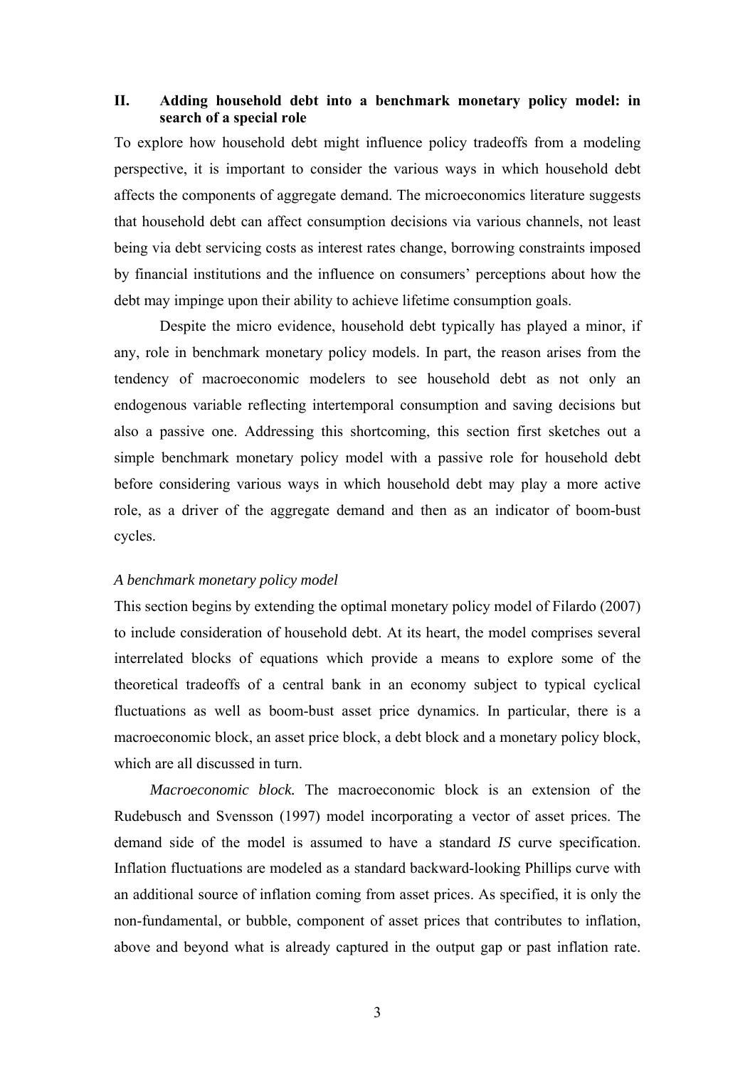## II. Adding household debt into a benchmark monetary policy model: in search of a special role

To explore how household debt might influence policy tradeoffs from a modeling perspective, it is important to consider the various ways in which household debt affects the components of aggregate demand. The microeconomics literature suggests that household debt can affect consumption decisions via various channels, not least being via debt servicing costs as interest rates change, borrowing constraints imposed by financial institutions and the influence on consumers' perceptions about how the debt may impinge upon their ability to achieve lifetime consumption goals.

Despite the micro evidence, household debt typically has played a minor, if any, role in benchmark monetary policy models. In part, the reason arises from the tendency of macroeconomic modelers to see household debt as not only an endogenous variable reflecting intertemporal consumption and saving decisions but also a passive one. Addressing this shortcoming, this section first sketches out a simple benchmark monetary policy model with a passive role for household debt before considering various ways in which household debt may play a more active role, as a driver of the aggregate demand and then as an indicator of boom-bust cycles.

### *A benchmark monetary policy model*

This section begins by extending the optimal monetary policy model of Filardo (2007) to include consideration of household debt. At its heart, the model comprises several interrelated blocks of equations which provide a means to explore some of the theoretical tradeoffs of a central bank in an economy subject to typical cyclical fluctuations as well as boom-bust asset price dynamics. In particular, there is a macroeconomic block, an asset price block, a debt block and a monetary policy block, which are all discussed in turn.

*Macroeconomic block.* The macroeconomic block is an extension of the Rudebusch and Svensson (1997) model incorporating a vector of asset prices. The demand side of the model is assumed to have a standard *IS* curve specification. Inflation fluctuations are modeled as a standard backward-looking Phillips curve with an additional source of inflation coming from asset prices. As specified, it is only the non-fundamental, or bubble, component of asset prices that contributes to inflation, above and beyond what is already captured in the output gap or past inflation rate.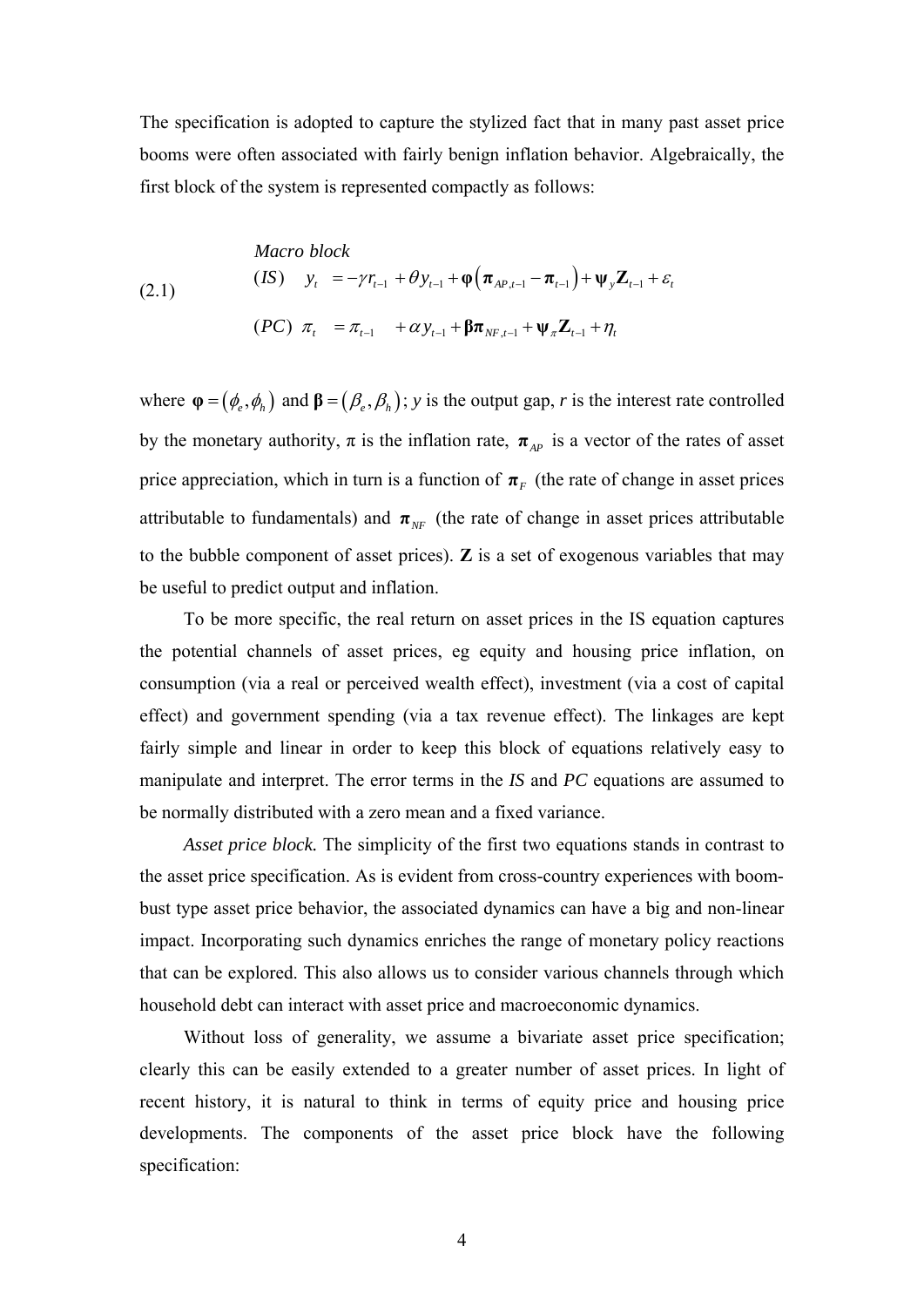The specification is adopted to capture the stylized fact that in many past asset price booms were often associated with fairly benign inflation behavior. Algebraically, the first block of the system is represented compactly as follows:

$$
\begin{aligned}
&\textit{Macro block} \\
&(IS) \quad y_t = -\gamma r_{t-1} + \theta y_{t-1} + \boldsymbol{\varphi}\left(\boldsymbol{\pi}_{AP,t-1} - \boldsymbol{\pi}_{t-1}\right) + \boldsymbol{\psi}_y \mathbf{Z}_{t-1} + \varepsilon_t \\
&(PC) \quad \pi_t = \pi_{t-1} + \alpha y_{t-1} + \boldsymbol{\beta}\boldsymbol{\pi}_{NF,t-1} + \boldsymbol{\psi}_\pi \mathbf{Z}_{t-1} + \eta_t
\end{aligned}
\tag{2.1}
$$

where $\boldsymbol{\varphi} = (\phi_e, \phi_h)$ and $\boldsymbol{\beta} = (\beta_e, \beta_h)$; $y$ is the output gap, $r$ is the interest rate controlled by the monetary authority, $\pi$ is the inflation rate, $\boldsymbol{\pi}_{AP}$ is a vector of the rates of asset price appreciation, which in turn is a function of $\boldsymbol{\pi}_F$ (the rate of change in asset prices attributable to fundamentals) and $\boldsymbol{\pi}_{NF}$ (the rate of change in asset prices attributable to the bubble component of asset prices). $\mathbf{Z}$ is a set of exogenous variables that may be useful to predict output and inflation.

To be more specific, the real return on asset prices in the IS equation captures the potential channels of asset prices, eg equity and housing price inflation, on consumption (via a real or perceived wealth effect), investment (via a cost of capital effect) and government spending (via a tax revenue effect). The linkages are kept fairly simple and linear in order to keep this block of equations relatively easy to manipulate and interpret. The error terms in the *IS* and *PC* equations are assumed to be normally distributed with a zero mean and a fixed variance.

*Asset price block.* The simplicity of the first two equations stands in contrast to the asset price specification. As is evident from cross-country experiences with boom-bust type asset price behavior, the associated dynamics can have a big and non-linear impact. Incorporating such dynamics enriches the range of monetary policy reactions that can be explored. This also allows us to consider various channels through which household debt can interact with asset price and macroeconomic dynamics.

Without loss of generality, we assume a bivariate asset price specification; clearly this can be easily extended to a greater number of asset prices. In light of recent history, it is natural to think in terms of equity price and housing price developments. The components of the asset price block have the following specification: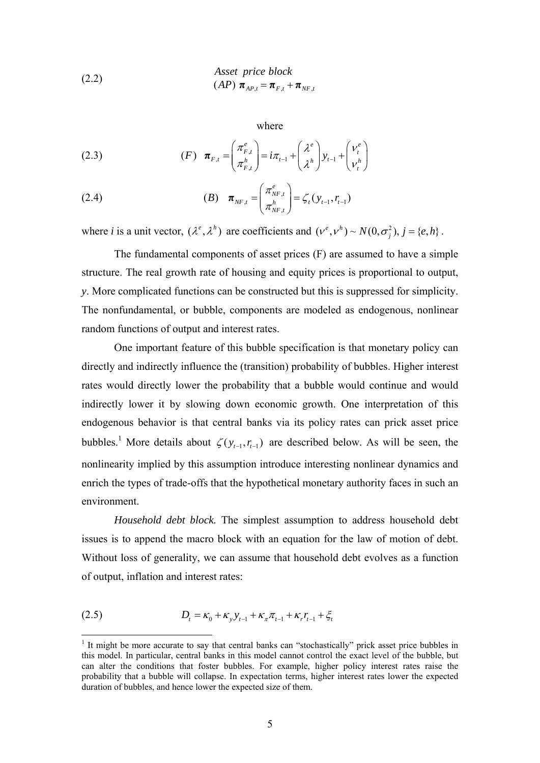$$\text{(2.2)} \qquad \textit{Asset price block} \qquad (AP)\ \boldsymbol{\pi}_{AP,t} = \boldsymbol{\pi}_{F,t} + \boldsymbol{\pi}_{NF,t}$$

where

$$\text{(2.3)} \qquad (F)\ \ \boldsymbol{\pi}_{F,t} = \begin{pmatrix} \pi^{e}_{F,t} \\ \pi^{h}_{F,t} \end{pmatrix} = i\pi_{t-1} + \begin{pmatrix} \lambda^{e} \\ \lambda^{h} \end{pmatrix} y_{t-1} + \begin{pmatrix} \nu^{e}_{t} \\ \nu^{h}_{t} \end{pmatrix}$$

$$\text{(2.4)} \qquad (B)\ \ \boldsymbol{\pi}_{NF,t} = \begin{pmatrix} \pi^{e}_{NF,t} \\ \pi^{h}_{NF,t} \end{pmatrix} = \zeta_t(y_{t-1}, r_{t-1})$$

where $i$ is a unit vector, $(\lambda^{e}, \lambda^{h})$ are coefficients and $(\nu^{e}, \nu^{h}) \sim N(0, \sigma_j^2),\ j = \{e, h\}$.

The fundamental components of asset prices (F) are assumed to have a simple structure. The real growth rate of housing and equity prices is proportional to output, $y$. More complicated functions can be constructed but this is suppressed for simplicity. The nonfundamental, or bubble, components are modeled as endogenous, nonlinear random functions of output and interest rates.

One important feature of this bubble specification is that monetary policy can directly and indirectly influence the (transition) probability of bubbles. Higher interest rates would directly lower the probability that a bubble would continue and would indirectly lower it by slowing down economic growth. One interpretation of this endogenous behavior is that central banks via its policy rates can prick asset price bubbles.[1] More details about $\zeta(y_{t-1}, r_{t-1})$ are described below. As will be seen, the nonlinearity implied by this assumption introduce interesting nonlinear dynamics and enrich the types of trade-offs that the hypothetical monetary authority faces in such an environment.

*Household debt block.* The simplest assumption to address household debt issues is to append the macro block with an equation for the law of motion of debt. Without loss of generality, we can assume that household debt evolves as a function of output, inflation and interest rates:

$$\text{(2.5)} \qquad D_t = \kappa_0 + \kappa_y y_{t-1} + \kappa_\pi \pi_{t-1} + \kappa_r r_{t-1} + \xi_t$$

---

[1] It might be more accurate to say that central banks can "stochastically" prick asset price bubbles in this model. In particular, central banks in this model cannot control the exact level of the bubble, but can alter the conditions that foster bubbles. For example, higher policy interest rates raise the probability that a bubble will collapse. In expectation terms, higher interest rates lower the expected duration of bubbles, and hence lower the expected size of them.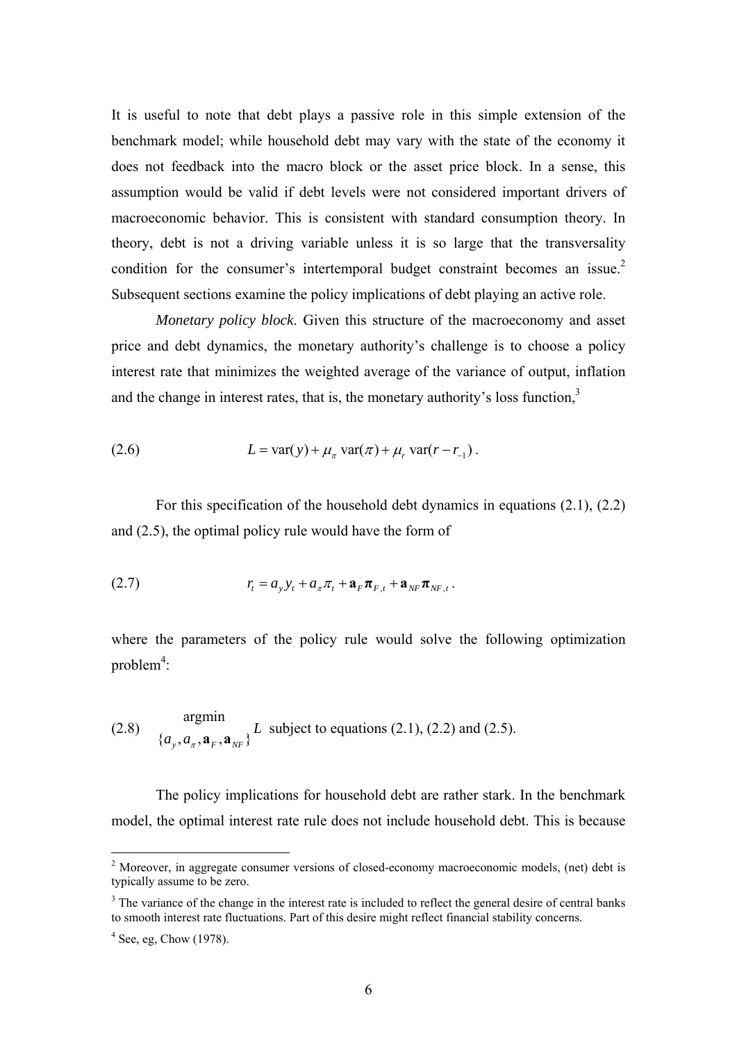It is useful to note that debt plays a passive role in this simple extension of the benchmark model; while household debt may vary with the state of the economy it does not feedback into the macro block or the asset price block. In a sense, this assumption would be valid if debt levels were not considered important drivers of macroeconomic behavior. This is consistent with standard consumption theory. In theory, debt is not a driving variable unless it is so large that the transversality condition for the consumer's intertemporal budget constraint becomes an issue.[2] Subsequent sections examine the policy implications of debt playing an active role.

*Monetary policy block*. Given this structure of the macroeconomy and asset price and debt dynamics, the monetary authority's challenge is to choose a policy interest rate that minimizes the weighted average of the variance of output, inflation and the change in interest rates, that is, the monetary authority's loss function,[3]

$$L = \text{var}(y) + \mu_\pi \,\text{var}(\pi) + \mu_r \,\text{var}(r - r_{-1}) \,. \tag{2.6}$$

For this specification of the household debt dynamics in equations (2.1), (2.2) and (2.5), the optimal policy rule would have the form of

$$r_t = a_y y_t + a_\pi \pi_t + \mathbf{a}_F \boldsymbol{\pi}_{F,t} + \mathbf{a}_{NF} \boldsymbol{\pi}_{NF,t} \,. \tag{2.7}$$

where the parameters of the policy rule would solve the following optimization problem[4]:

$$\underset{\{a_y, a_\pi, \mathbf{a}_F, \mathbf{a}_{NF}\}}{\text{argmin}} L \text{ subject to equations (2.1), (2.2) and (2.5).} \tag{2.8}$$

The policy implications for household debt are rather stark. In the benchmark model, the optimal interest rate rule does not include household debt. This is because

---

[2] Moreover, in aggregate consumer versions of closed-economy macroeconomic models, (net) debt is typically assume to be zero.

[3] The variance of the change in the interest rate is included to reflect the general desire of central banks to smooth interest rate fluctuations. Part of this desire might reflect financial stability concerns.

[4] See, eg, Chow (1978).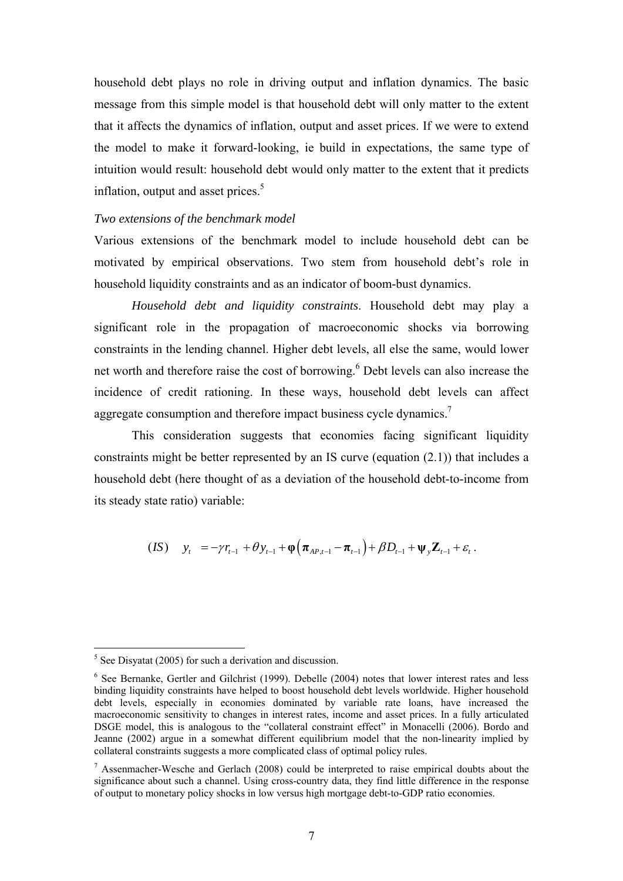household debt plays no role in driving output and inflation dynamics. The basic message from this simple model is that household debt will only matter to the extent that it affects the dynamics of inflation, output and asset prices. If we were to extend the model to make it forward-looking, ie build in expectations, the same type of intuition would result: household debt would only matter to the extent that it predicts inflation, output and asset prices.[5]

*Two extensions of the benchmark model*

Various extensions of the benchmark model to include household debt can be motivated by empirical observations. Two stem from household debt's role in household liquidity constraints and as an indicator of boom-bust dynamics.

*Household debt and liquidity constraints*. Household debt may play a significant role in the propagation of macroeconomic shocks via borrowing constraints in the lending channel. Higher debt levels, all else the same, would lower net worth and therefore raise the cost of borrowing.[6] Debt levels can also increase the incidence of credit rationing. In these ways, household debt levels can affect aggregate consumption and therefore impact business cycle dynamics.[7]

This consideration suggests that economies facing significant liquidity constraints might be better represented by an IS curve (equation (2.1)) that includes a household debt (here thought of as a deviation of the household debt-to-income from its steady state ratio) variable:

$$(IS) \quad y_t = -\gamma r_{t-1} + \theta y_{t-1} + \boldsymbol{\varphi}\left(\boldsymbol{\pi}_{AP,t-1} - \boldsymbol{\pi}_{t-1}\right) + \beta D_{t-1} + \boldsymbol{\psi}_y \mathbf{Z}_{t-1} + \varepsilon_t .$$

---

[5] See Disyatat (2005) for such a derivation and discussion.

[6] See Bernanke, Gertler and Gilchrist (1999). Debelle (2004) notes that lower interest rates and less binding liquidity constraints have helped to boost household debt levels worldwide. Higher household debt levels, especially in economies dominated by variable rate loans, have increased the macroeconomic sensitivity to changes in interest rates, income and asset prices. In a fully articulated DSGE model, this is analogous to the "collateral constraint effect" in Monacelli (2006). Bordo and Jeanne (2002) argue in a somewhat different equilibrium model that the non-linearity implied by collateral constraints suggests a more complicated class of optimal policy rules.

[7] Assenmacher-Wesche and Gerlach (2008) could be interpreted to raise empirical doubts about the significance about such a channel. Using cross-country data, they find little difference in the response of output to monetary policy shocks in low versus high mortgage debt-to-GDP ratio economies.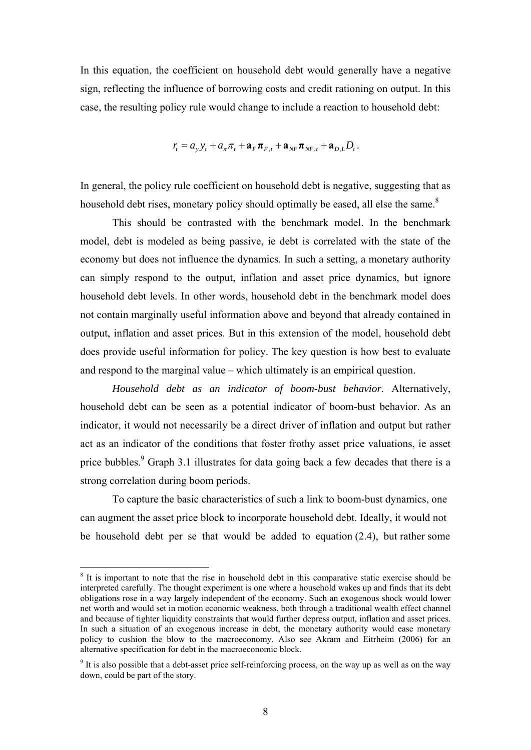In this equation, the coefficient on household debt would generally have a negative sign, reflecting the influence of borrowing costs and credit rationing on output. In this case, the resulting policy rule would change to include a reaction to household debt:

$$r_t = a_y y_t + a_\pi \pi_t + \mathbf{a}_F \boldsymbol{\pi}_{F,t} + \mathbf{a}_{NF} \boldsymbol{\pi}_{NF,t} + \mathbf{a}_{D,L} D_t .$$

In general, the policy rule coefficient on household debt is negative, suggesting that as household debt rises, monetary policy should optimally be eased, all else the same.[8]

This should be contrasted with the benchmark model. In the benchmark model, debt is modeled as being passive, ie debt is correlated with the state of the economy but does not influence the dynamics. In such a setting, a monetary authority can simply respond to the output, inflation and asset price dynamics, but ignore household debt levels. In other words, household debt in the benchmark model does not contain marginally useful information above and beyond that already contained in output, inflation and asset prices. But in this extension of the model, household debt does provide useful information for policy. The key question is how best to evaluate and respond to the marginal value – which ultimately is an empirical question.

*Household debt as an indicator of boom-bust behavior*. Alternatively, household debt can be seen as a potential indicator of boom-bust behavior. As an indicator, it would not necessarily be a direct driver of inflation and output but rather act as an indicator of the conditions that foster frothy asset price valuations, ie asset price bubbles.[9] Graph 3.1 illustrates for data going back a few decades that there is a strong correlation during boom periods.

To capture the basic characteristics of such a link to boom-bust dynamics, one can augment the asset price block to incorporate household debt. Ideally, it would not be household debt per se that would be added to equation (2.4), but rather some

---

[8] It is important to note that the rise in household debt in this comparative static exercise should be interpreted carefully. The thought experiment is one where a household wakes up and finds that its debt obligations rose in a way largely independent of the economy. Such an exogenous shock would lower net worth and would set in motion economic weakness, both through a traditional wealth effect channel and because of tighter liquidity constraints that would further depress output, inflation and asset prices. In such a situation of an exogenous increase in debt, the monetary authority would ease monetary policy to cushion the blow to the macroeconomy. Also see Akram and Eitrheim (2006) for an alternative specification for debt in the macroeconomic block.

[9] It is also possible that a debt-asset price self-reinforcing process, on the way up as well as on the way down, could be part of the story.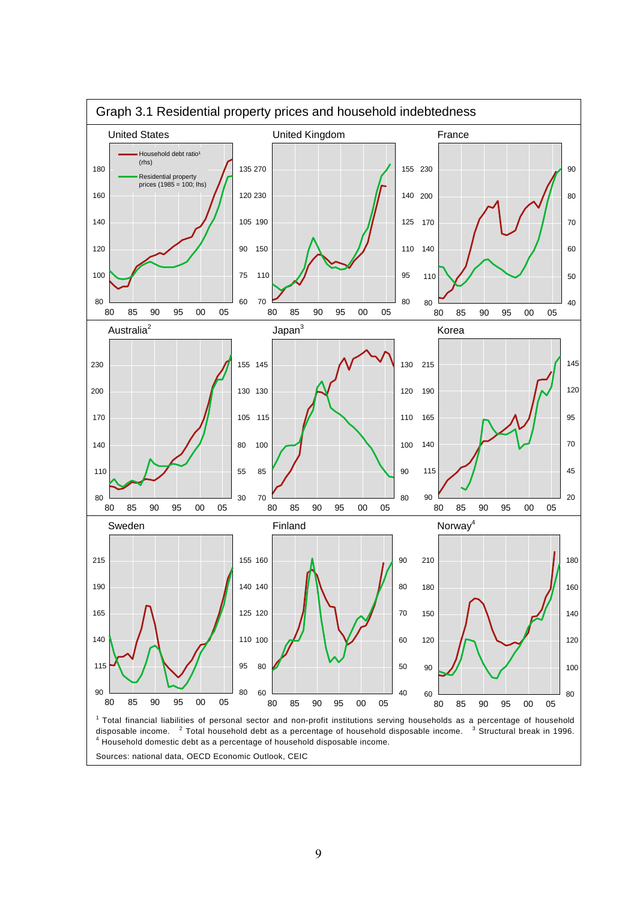Graph 3.1 Residential property prices and household indebtedness

United States

Household debt ratio[1] (rhs)

Residential property prices (1985 = 100; lhs)

United Kingdom

France

Australia[2]

Japan[3]

Korea

Sweden

Finland

Norway[4]

[1] Total financial liabilities of personal sector and non-profit institutions serving households as a percentage of household disposable income. [2] Total household debt as a percentage of household disposable income. [3] Structural break in 1996. [4] Household domestic debt as a percentage of household disposable income.

Sources: national data, OECD Economic Outlook, CEIC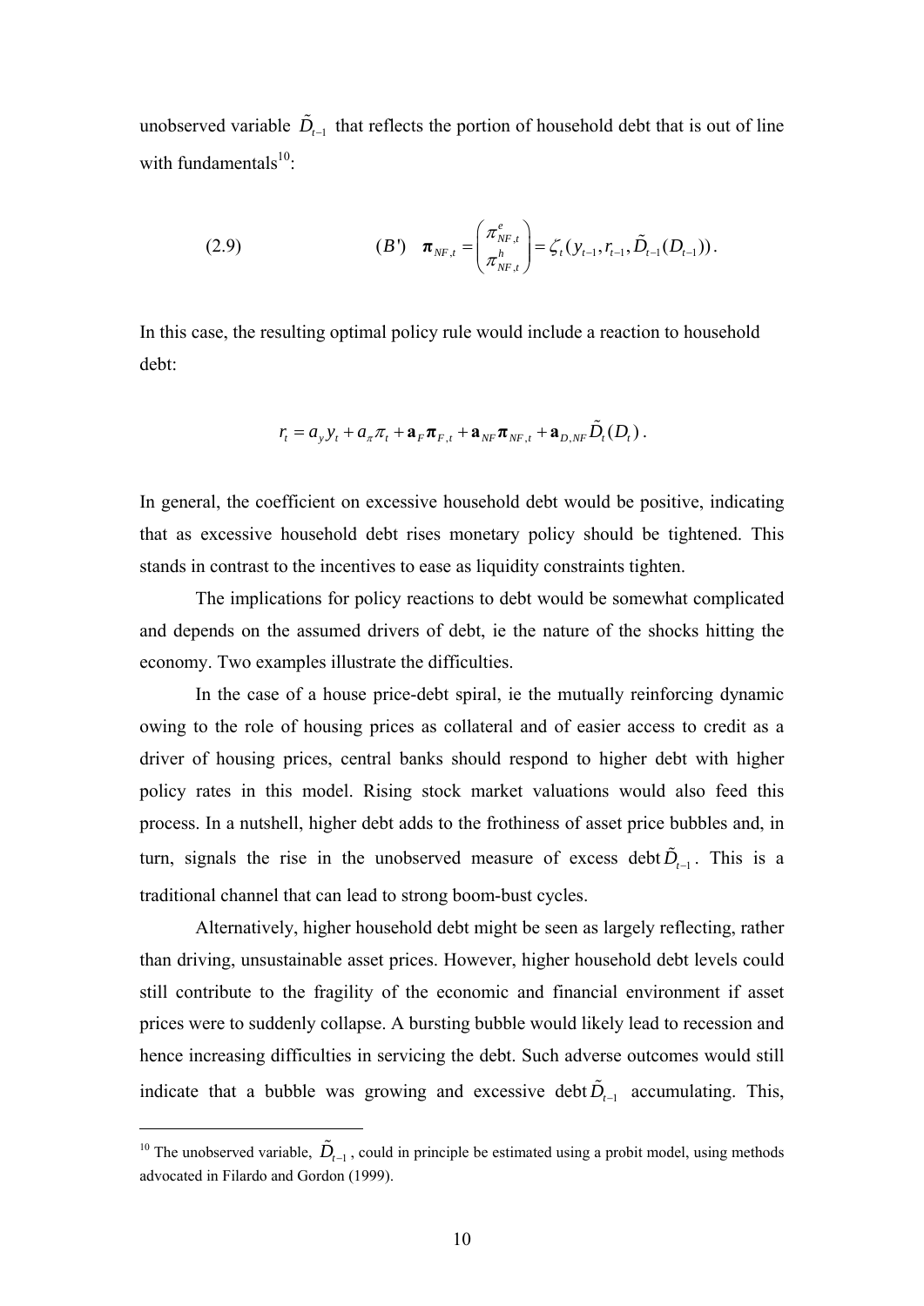unobserved variable $\tilde{D}_{t-1}$ that reflects the portion of household debt that is out of line with fundamentals[10]:

$$(2.9) \qquad (B') \quad \boldsymbol{\pi}_{NF,t} = \begin{pmatrix} \pi^{e}_{NF,t} \\ \pi^{h}_{NF,t} \end{pmatrix} = \zeta_t(y_{t-1}, r_{t-1}, \tilde{D}_{t-1}(D_{t-1})).$$

In this case, the resulting optimal policy rule would include a reaction to household debt:

$$r_t = a_y y_t + a_\pi \pi_t + \mathbf{a}_F \boldsymbol{\pi}_{F,t} + \mathbf{a}_{NF} \boldsymbol{\pi}_{NF,t} + \mathbf{a}_{D,NF} \tilde{D}_t(D_t).$$

In general, the coefficient on excessive household debt would be positive, indicating that as excessive household debt rises monetary policy should be tightened. This stands in contrast to the incentives to ease as liquidity constraints tighten.

The implications for policy reactions to debt would be somewhat complicated and depends on the assumed drivers of debt, ie the nature of the shocks hitting the economy. Two examples illustrate the difficulties.

In the case of a house price-debt spiral, ie the mutually reinforcing dynamic owing to the role of housing prices as collateral and of easier access to credit as a driver of housing prices, central banks should respond to higher debt with higher policy rates in this model. Rising stock market valuations would also feed this process. In a nutshell, higher debt adds to the frothiness of asset price bubbles and, in turn, signals the rise in the unobserved measure of excess debt $\tilde{D}_{t-1}$. This is a traditional channel that can lead to strong boom-bust cycles.

Alternatively, higher household debt might be seen as largely reflecting, rather than driving, unsustainable asset prices. However, higher household debt levels could still contribute to the fragility of the economic and financial environment if asset prices were to suddenly collapse. A bursting bubble would likely lead to recession and hence increasing difficulties in servicing the debt. Such adverse outcomes would still indicate that a bubble was growing and excessive debt $\tilde{D}_{t-1}$ accumulating. This,

[10] The unobserved variable, $\tilde{D}_{t-1}$, could in principle be estimated using a probit model, using methods advocated in Filardo and Gordon (1999).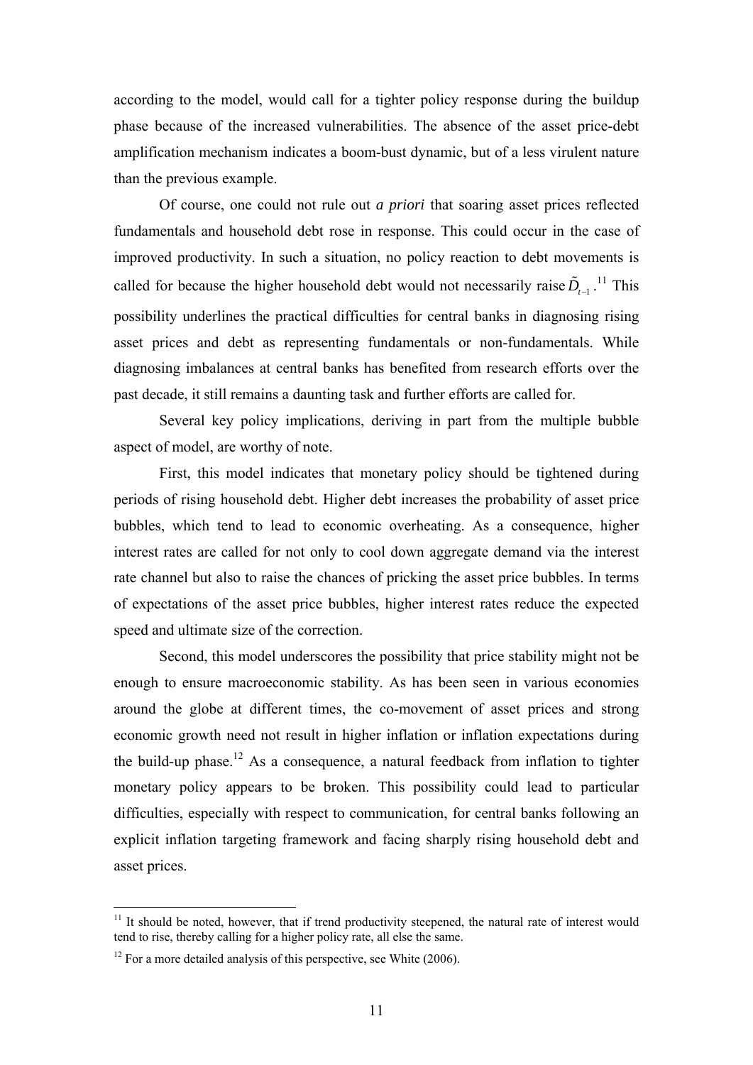according to the model, would call for a tighter policy response during the buildup phase because of the increased vulnerabilities. The absence of the asset price-debt amplification mechanism indicates a boom-bust dynamic, but of a less virulent nature than the previous example.

Of course, one could not rule out *a priori* that soaring asset prices reflected fundamentals and household debt rose in response. This could occur in the case of improved productivity. In such a situation, no policy reaction to debt movements is called for because the higher household debt would not necessarily raise $\tilde{D}_{t-1}$.[11] This possibility underlines the practical difficulties for central banks in diagnosing rising asset prices and debt as representing fundamentals or non-fundamentals. While diagnosing imbalances at central banks has benefited from research efforts over the past decade, it still remains a daunting task and further efforts are called for.

Several key policy implications, deriving in part from the multiple bubble aspect of model, are worthy of note.

First, this model indicates that monetary policy should be tightened during periods of rising household debt. Higher debt increases the probability of asset price bubbles, which tend to lead to economic overheating. As a consequence, higher interest rates are called for not only to cool down aggregate demand via the interest rate channel but also to raise the chances of pricking the asset price bubbles. In terms of expectations of the asset price bubbles, higher interest rates reduce the expected speed and ultimate size of the correction.

Second, this model underscores the possibility that price stability might not be enough to ensure macroeconomic stability. As has been seen in various economies around the globe at different times, the co-movement of asset prices and strong economic growth need not result in higher inflation or inflation expectations during the build-up phase.[12] As a consequence, a natural feedback from inflation to tighter monetary policy appears to be broken. This possibility could lead to particular difficulties, especially with respect to communication, for central banks following an explicit inflation targeting framework and facing sharply rising household debt and asset prices.

---

[11] It should be noted, however, that if trend productivity steepened, the natural rate of interest would tend to rise, thereby calling for a higher policy rate, all else the same.

[12] For a more detailed analysis of this perspective, see White (2006).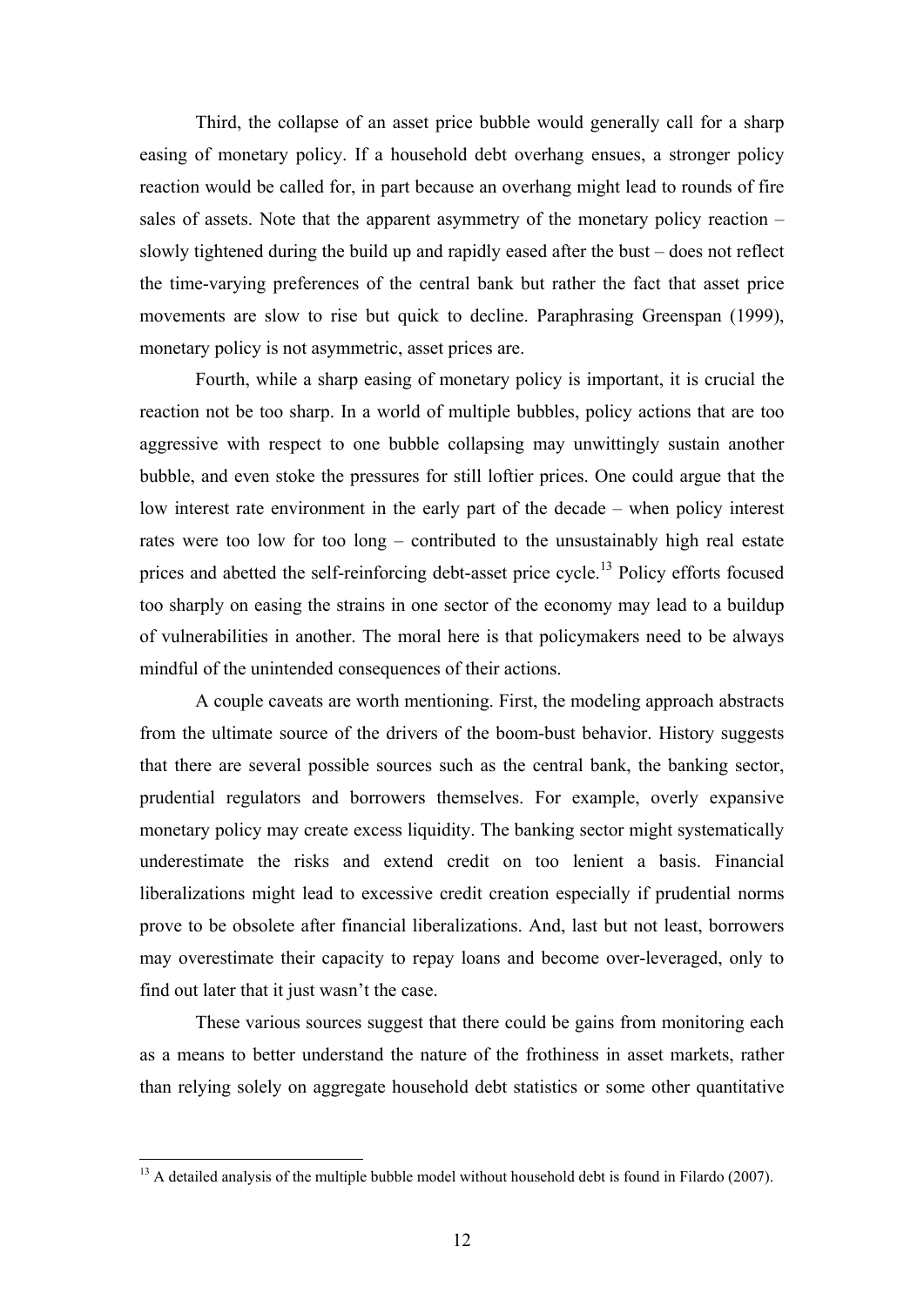Third, the collapse of an asset price bubble would generally call for a sharp easing of monetary policy. If a household debt overhang ensues, a stronger policy reaction would be called for, in part because an overhang might lead to rounds of fire sales of assets. Note that the apparent asymmetry of the monetary policy reaction – slowly tightened during the build up and rapidly eased after the bust – does not reflect the time-varying preferences of the central bank but rather the fact that asset price movements are slow to rise but quick to decline. Paraphrasing Greenspan (1999), monetary policy is not asymmetric, asset prices are.

Fourth, while a sharp easing of monetary policy is important, it is crucial the reaction not be too sharp. In a world of multiple bubbles, policy actions that are too aggressive with respect to one bubble collapsing may unwittingly sustain another bubble, and even stoke the pressures for still loftier prices. One could argue that the low interest rate environment in the early part of the decade – when policy interest rates were too low for too long – contributed to the unsustainably high real estate prices and abetted the self-reinforcing debt-asset price cycle.[13] Policy efforts focused too sharply on easing the strains in one sector of the economy may lead to a buildup of vulnerabilities in another. The moral here is that policymakers need to be always mindful of the unintended consequences of their actions.

A couple caveats are worth mentioning. First, the modeling approach abstracts from the ultimate source of the drivers of the boom-bust behavior. History suggests that there are several possible sources such as the central bank, the banking sector, prudential regulators and borrowers themselves. For example, overly expansive monetary policy may create excess liquidity. The banking sector might systematically underestimate the risks and extend credit on too lenient a basis. Financial liberalizations might lead to excessive credit creation especially if prudential norms prove to be obsolete after financial liberalizations. And, last but not least, borrowers may overestimate their capacity to repay loans and become over-leveraged, only to find out later that it just wasn't the case.

These various sources suggest that there could be gains from monitoring each as a means to better understand the nature of the frothiness in asset markets, rather than relying solely on aggregate household debt statistics or some other quantitative

[13] A detailed analysis of the multiple bubble model without household debt is found in Filardo (2007).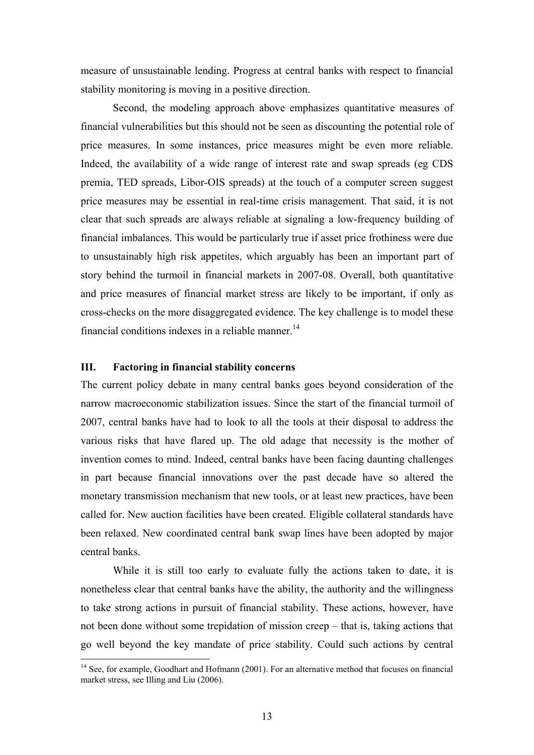measure of unsustainable lending. Progress at central banks with respect to financial stability monitoring is moving in a positive direction.

Second, the modeling approach above emphasizes quantitative measures of financial vulnerabilities but this should not be seen as discounting the potential role of price measures. In some instances, price measures might be even more reliable. Indeed, the availability of a wide range of interest rate and swap spreads (eg CDS premia, TED spreads, Libor-OIS spreads) at the touch of a computer screen suggest price measures may be essential in real-time crisis management. That said, it is not clear that such spreads are always reliable at signaling a low-frequency building of financial imbalances. This would be particularly true if asset price frothiness were due to unsustainably high risk appetites, which arguably has been an important part of story behind the turmoil in financial markets in 2007-08. Overall, both quantitative and price measures of financial market stress are likely to be important, if only as cross-checks on the more disaggregated evidence. The key challenge is to model these financial conditions indexes in a reliable manner.[14]

## III. Factoring in financial stability concerns

The current policy debate in many central banks goes beyond consideration of the narrow macroeconomic stabilization issues. Since the start of the financial turmoil of 2007, central banks have had to look to all the tools at their disposal to address the various risks that have flared up. The old adage that necessity is the mother of invention comes to mind. Indeed, central banks have been facing daunting challenges in part because financial innovations over the past decade have so altered the monetary transmission mechanism that new tools, or at least new practices, have been called for. New auction facilities have been created. Eligible collateral standards have been relaxed. New coordinated central bank swap lines have been adopted by major central banks.

While it is still too early to evaluate fully the actions taken to date, it is nonetheless clear that central banks have the ability, the authority and the willingness to take strong actions in pursuit of financial stability. These actions, however, have not been done without some trepidation of mission creep – that is, taking actions that go well beyond the key mandate of price stability. Could such actions by central

[14] See, for example, Goodhart and Hofmann (2001). For an alternative method that focuses on financial market stress, see Illing and Liu (2006).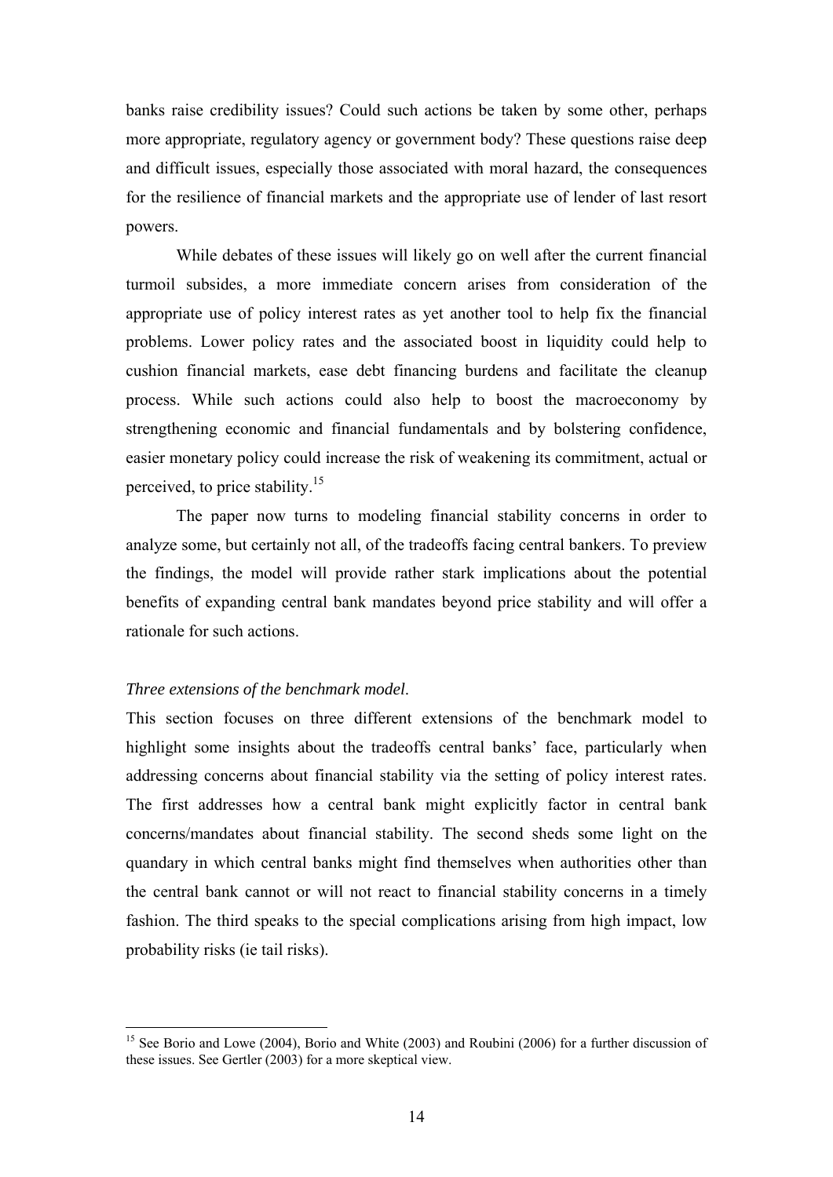banks raise credibility issues? Could such actions be taken by some other, perhaps more appropriate, regulatory agency or government body? These questions raise deep and difficult issues, especially those associated with moral hazard, the consequences for the resilience of financial markets and the appropriate use of lender of last resort powers.

While debates of these issues will likely go on well after the current financial turmoil subsides, a more immediate concern arises from consideration of the appropriate use of policy interest rates as yet another tool to help fix the financial problems. Lower policy rates and the associated boost in liquidity could help to cushion financial markets, ease debt financing burdens and facilitate the cleanup process. While such actions could also help to boost the macroeconomy by strengthening economic and financial fundamentals and by bolstering confidence, easier monetary policy could increase the risk of weakening its commitment, actual or perceived, to price stability.[15]

The paper now turns to modeling financial stability concerns in order to analyze some, but certainly not all, of the tradeoffs facing central bankers. To preview the findings, the model will provide rather stark implications about the potential benefits of expanding central bank mandates beyond price stability and will offer a rationale for such actions.

*Three extensions of the benchmark model.*

This section focuses on three different extensions of the benchmark model to highlight some insights about the tradeoffs central banks' face, particularly when addressing concerns about financial stability via the setting of policy interest rates. The first addresses how a central bank might explicitly factor in central bank concerns/mandates about financial stability. The second sheds some light on the quandary in which central banks might find themselves when authorities other than the central bank cannot or will not react to financial stability concerns in a timely fashion. The third speaks to the special complications arising from high impact, low probability risks (ie tail risks).

---

[15] See Borio and Lowe (2004), Borio and White (2003) and Roubini (2006) for a further discussion of these issues. See Gertler (2003) for a more skeptical view.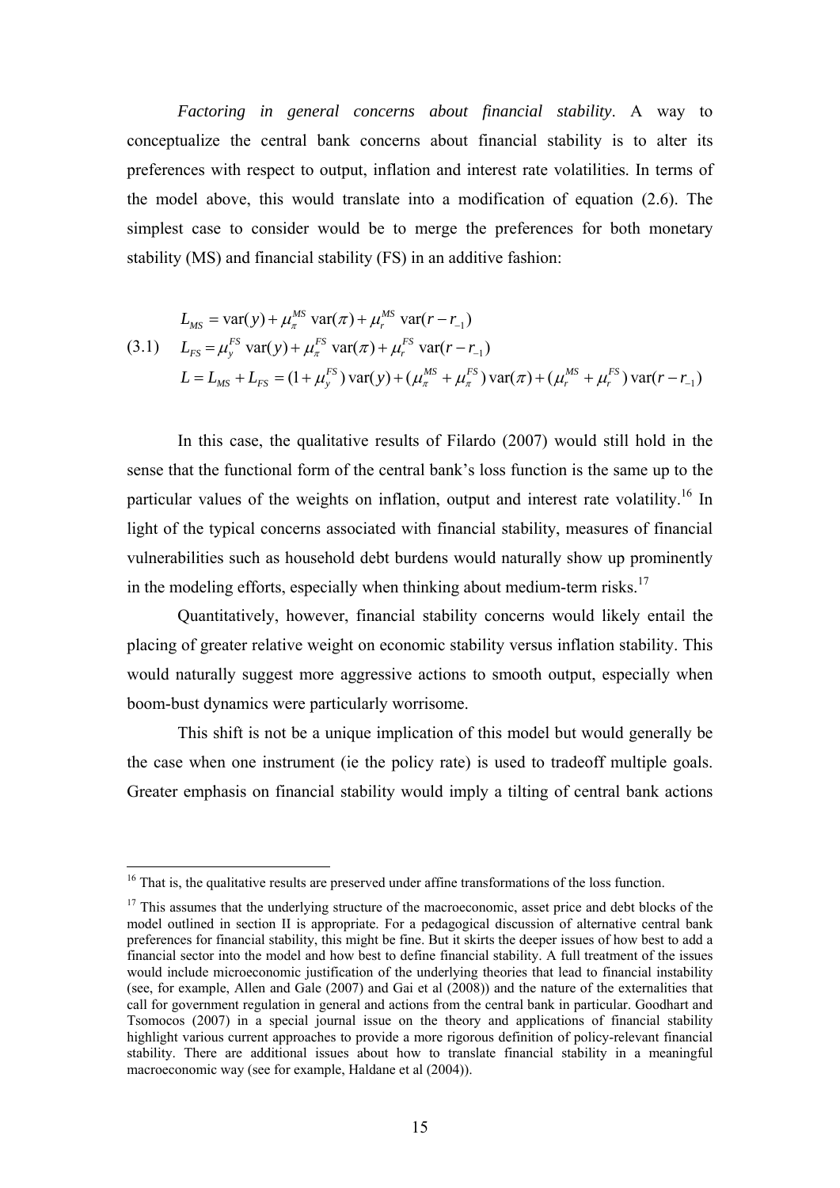*Factoring in general concerns about financial stability*. A way to conceptualize the central bank concerns about financial stability is to alter its preferences with respect to output, inflation and interest rate volatilities. In terms of the model above, this would translate into a modification of equation (2.6). The simplest case to consider would be to merge the preferences for both monetary stability (MS) and financial stability (FS) in an additive fashion:

$$
\begin{aligned}
&L_{MS} = \text{var}(y) + \mu_{\pi}^{MS}\,\text{var}(\pi) + \mu_{r}^{MS}\,\text{var}(r - r_{-1}) \\
(3.1)\quad &L_{FS} = \mu_{y}^{FS}\,\text{var}(y) + \mu_{\pi}^{FS}\,\text{var}(\pi) + \mu_{r}^{FS}\,\text{var}(r - r_{-1}) \\
&L = L_{MS} + L_{FS} = (1 + \mu_{y}^{FS})\,\text{var}(y) + (\mu_{\pi}^{MS} + \mu_{\pi}^{FS})\,\text{var}(\pi) + (\mu_{r}^{MS} + \mu_{r}^{FS})\,\text{var}(r - r_{-1})
\end{aligned}
$$

In this case, the qualitative results of Filardo (2007) would still hold in the sense that the functional form of the central bank's loss function is the same up to the particular values of the weights on inflation, output and interest rate volatility.[16] In light of the typical concerns associated with financial stability, measures of financial vulnerabilities such as household debt burdens would naturally show up prominently in the modeling efforts, especially when thinking about medium-term risks.[17]

Quantitatively, however, financial stability concerns would likely entail the placing of greater relative weight on economic stability versus inflation stability. This would naturally suggest more aggressive actions to smooth output, especially when boom-bust dynamics were particularly worrisome.

This shift is not be a unique implication of this model but would generally be the case when one instrument (ie the policy rate) is used to tradeoff multiple goals. Greater emphasis on financial stability would imply a tilting of central bank actions

---

[16] That is, the qualitative results are preserved under affine transformations of the loss function.

[17] This assumes that the underlying structure of the macroeconomic, asset price and debt blocks of the model outlined in section II is appropriate. For a pedagogical discussion of alternative central bank preferences for financial stability, this might be fine. But it skirts the deeper issues of how best to add a financial sector into the model and how best to define financial stability. A full treatment of the issues would include microeconomic justification of the underlying theories that lead to financial instability (see, for example, Allen and Gale (2007) and Gai et al (2008)) and the nature of the externalities that call for government regulation in general and actions from the central bank in particular. Goodhart and Tsomocos (2007) in a special journal issue on the theory and applications of financial stability highlight various current approaches to provide a more rigorous definition of policy-relevant financial stability. There are additional issues about how to translate financial stability in a meaningful macroeconomic way (see for example, Haldane et al (2004)).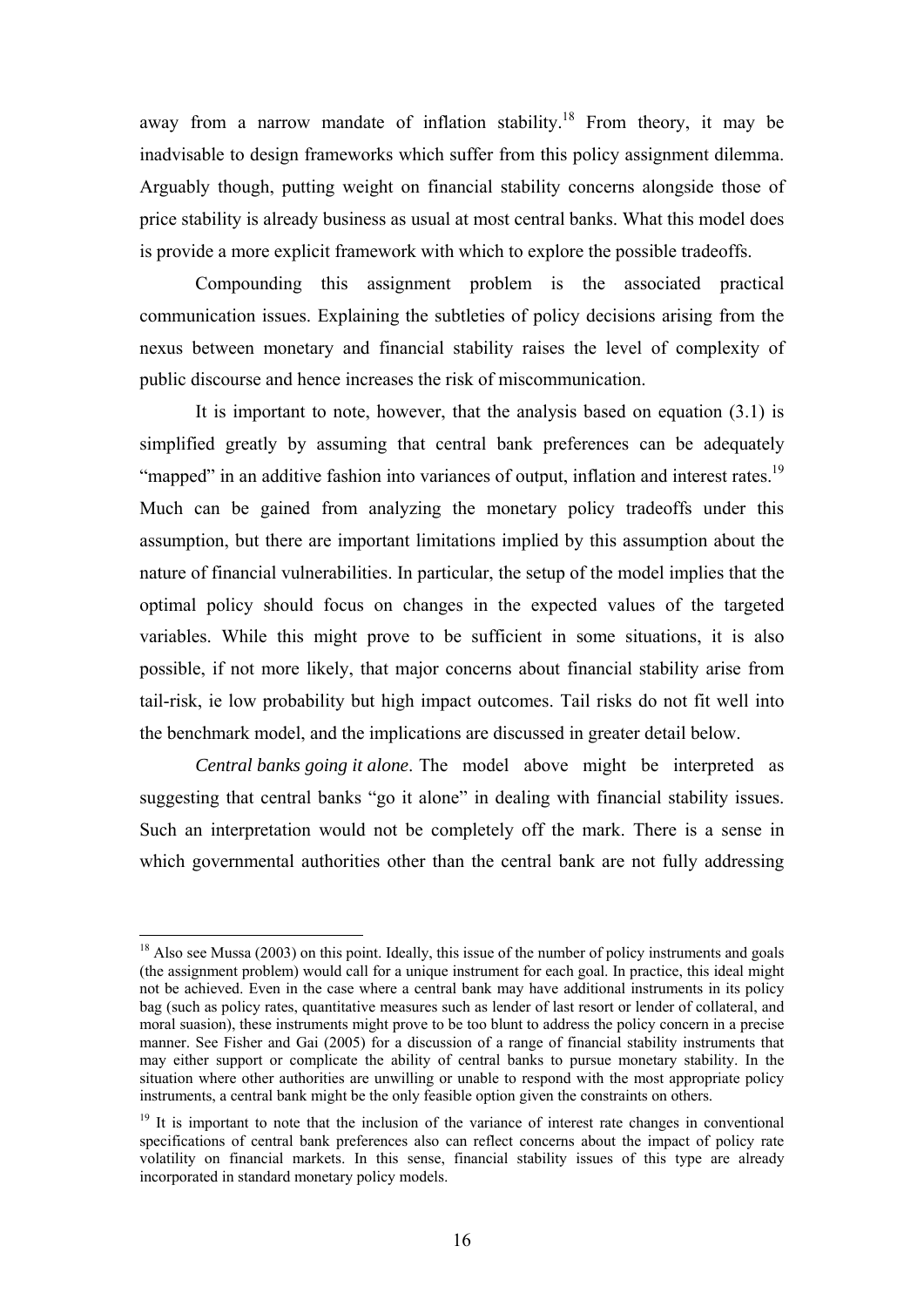away from a narrow mandate of inflation stability.[18] From theory, it may be inadvisable to design frameworks which suffer from this policy assignment dilemma. Arguably though, putting weight on financial stability concerns alongside those of price stability is already business as usual at most central banks. What this model does is provide a more explicit framework with which to explore the possible tradeoffs.

Compounding this assignment problem is the associated practical communication issues. Explaining the subtleties of policy decisions arising from the nexus between monetary and financial stability raises the level of complexity of public discourse and hence increases the risk of miscommunication.

It is important to note, however, that the analysis based on equation (3.1) is simplified greatly by assuming that central bank preferences can be adequately "mapped" in an additive fashion into variances of output, inflation and interest rates.[19] Much can be gained from analyzing the monetary policy tradeoffs under this assumption, but there are important limitations implied by this assumption about the nature of financial vulnerabilities. In particular, the setup of the model implies that the optimal policy should focus on changes in the expected values of the targeted variables. While this might prove to be sufficient in some situations, it is also possible, if not more likely, that major concerns about financial stability arise from tail-risk, ie low probability but high impact outcomes. Tail risks do not fit well into the benchmark model, and the implications are discussed in greater detail below.

*Central banks going it alone*. The model above might be interpreted as suggesting that central banks "go it alone" in dealing with financial stability issues. Such an interpretation would not be completely off the mark. There is a sense in which governmental authorities other than the central bank are not fully addressing

---

[18] Also see Mussa (2003) on this point. Ideally, this issue of the number of policy instruments and goals (the assignment problem) would call for a unique instrument for each goal. In practice, this ideal might not be achieved. Even in the case where a central bank may have additional instruments in its policy bag (such as policy rates, quantitative measures such as lender of last resort or lender of collateral, and moral suasion), these instruments might prove to be too blunt to address the policy concern in a precise manner. See Fisher and Gai (2005) for a discussion of a range of financial stability instruments that may either support or complicate the ability of central banks to pursue monetary stability. In the situation where other authorities are unwilling or unable to respond with the most appropriate policy instruments, a central bank might be the only feasible option given the constraints on others.

[19] It is important to note that the inclusion of the variance of interest rate changes in conventional specifications of central bank preferences also can reflect concerns about the impact of policy rate volatility on financial markets. In this sense, financial stability issues of this type are already incorporated in standard monetary policy models.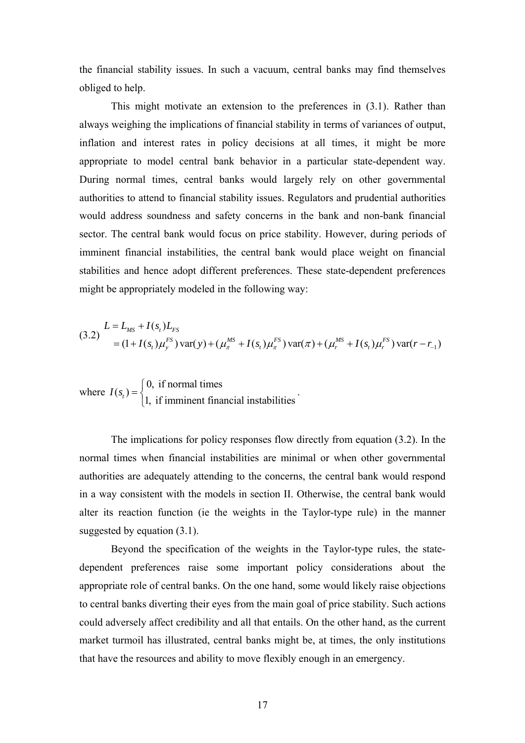the financial stability issues. In such a vacuum, central banks may find themselves obliged to help.

This might motivate an extension to the preferences in (3.1). Rather than always weighing the implications of financial stability in terms of variances of output, inflation and interest rates in policy decisions at all times, it might be more appropriate to model central bank behavior in a particular state-dependent way. During normal times, central banks would largely rely on other governmental authorities to attend to financial stability issues. Regulators and prudential authorities would address soundness and safety concerns in the bank and non-bank financial sector. The central bank would focus on price stability. However, during periods of imminent financial instabilities, the central bank would place weight on financial stabilities and hence adopt different preferences. These state-dependent preferences might be appropriately modeled in the following way:

$$
\begin{aligned}
L &= L_{MS} + I(s_t)L_{FS} \\
&= (1 + I(s_t)\mu_y^{FS})\,\mathrm{var}(y) + (\mu_\pi^{MS} + I(s_t)\mu_\pi^{FS})\,\mathrm{var}(\pi) + (\mu_r^{MS} + I(s_t)\mu_r^{FS})\,\mathrm{var}(r - r_{-1})
\end{aligned} \tag{3.2}
$$

where $I(s_t) = \begin{cases} 0, & \text{if normal times} \\ 1, & \text{if imminent financial instabilities} \end{cases}$.

The implications for policy responses flow directly from equation (3.2). In the normal times when financial instabilities are minimal or when other governmental authorities are adequately attending to the concerns, the central bank would respond in a way consistent with the models in section II. Otherwise, the central bank would alter its reaction function (ie the weights in the Taylor-type rule) in the manner suggested by equation (3.1).

Beyond the specification of the weights in the Taylor-type rules, the state-dependent preferences raise some important policy considerations about the appropriate role of central banks. On the one hand, some would likely raise objections to central banks diverting their eyes from the main goal of price stability. Such actions could adversely affect credibility and all that entails. On the other hand, as the current market turmoil has illustrated, central banks might be, at times, the only institutions that have the resources and ability to move flexibly enough in an emergency.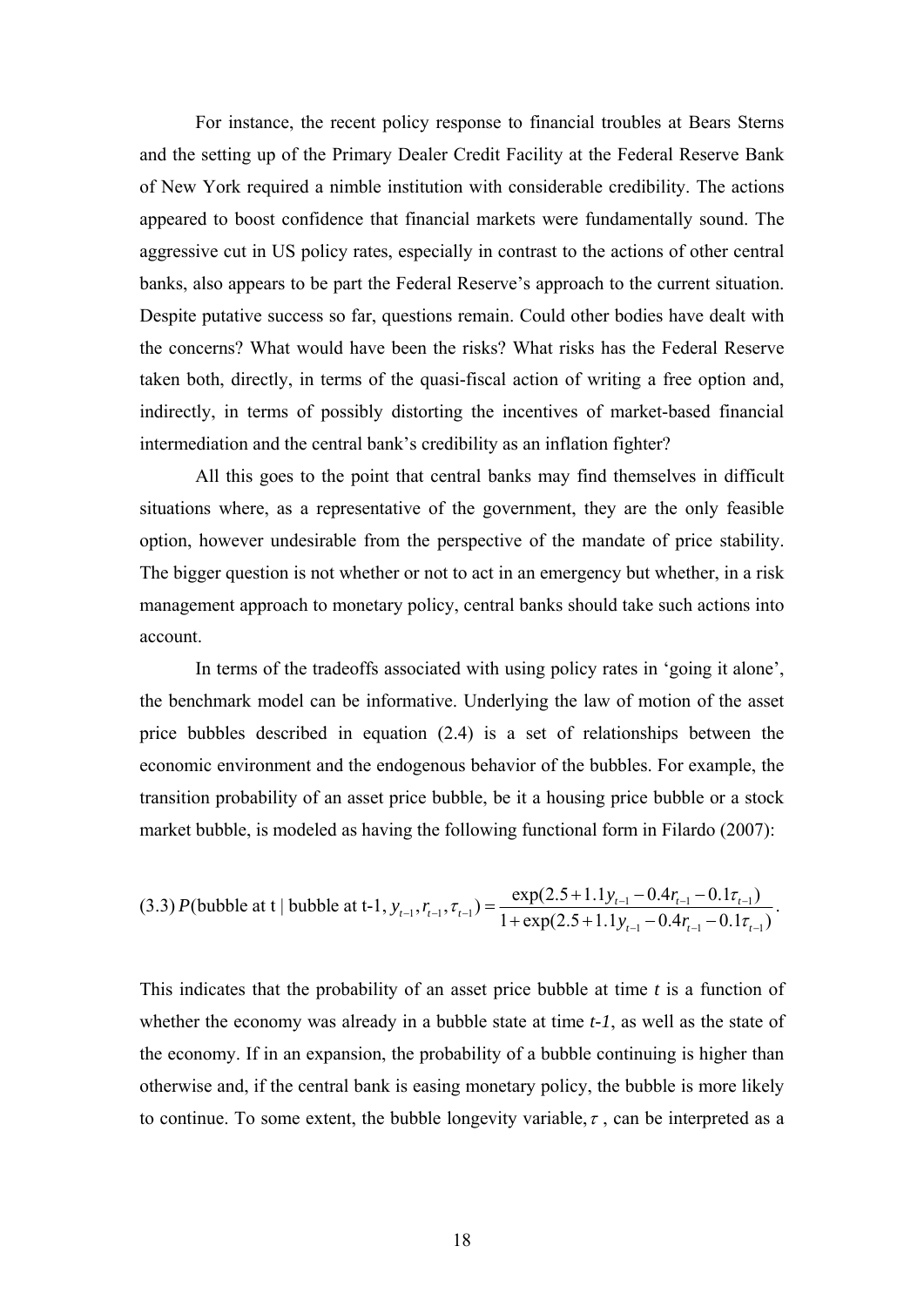For instance, the recent policy response to financial troubles at Bears Sterns and the setting up of the Primary Dealer Credit Facility at the Federal Reserve Bank of New York required a nimble institution with considerable credibility. The actions appeared to boost confidence that financial markets were fundamentally sound. The aggressive cut in US policy rates, especially in contrast to the actions of other central banks, also appears to be part the Federal Reserve's approach to the current situation. Despite putative success so far, questions remain. Could other bodies have dealt with the concerns? What would have been the risks? What risks has the Federal Reserve taken both, directly, in terms of the quasi-fiscal action of writing a free option and, indirectly, in terms of possibly distorting the incentives of market-based financial intermediation and the central bank's credibility as an inflation fighter?

All this goes to the point that central banks may find themselves in difficult situations where, as a representative of the government, they are the only feasible option, however undesirable from the perspective of the mandate of price stability. The bigger question is not whether or not to act in an emergency but whether, in a risk management approach to monetary policy, central banks should take such actions into account.

In terms of the tradeoffs associated with using policy rates in 'going it alone', the benchmark model can be informative. Underlying the law of motion of the asset price bubbles described in equation (2.4) is a set of relationships between the economic environment and the endogenous behavior of the bubbles. For example, the transition probability of an asset price bubble, be it a housing price bubble or a stock market bubble, is modeled as having the following functional form in Filardo (2007):

$$(3.3)\; P(\text{bubble at t} \mid \text{bubble at t-1}, y_{t-1}, r_{t-1}, \tau_{t-1}) = \frac{\exp(2.5 + 1.1y_{t-1} - 0.4r_{t-1} - 0.1\tau_{t-1})}{1 + \exp(2.5 + 1.1y_{t-1} - 0.4r_{t-1} - 0.1\tau_{t-1})}.$$

This indicates that the probability of an asset price bubble at time $t$ is a function of whether the economy was already in a bubble state at time $t\text{-}1$, as well as the state of the economy. If in an expansion, the probability of a bubble continuing is higher than otherwise and, if the central bank is easing monetary policy, the bubble is more likely to continue. To some extent, the bubble longevity variable, $\tau$ , can be interpreted as a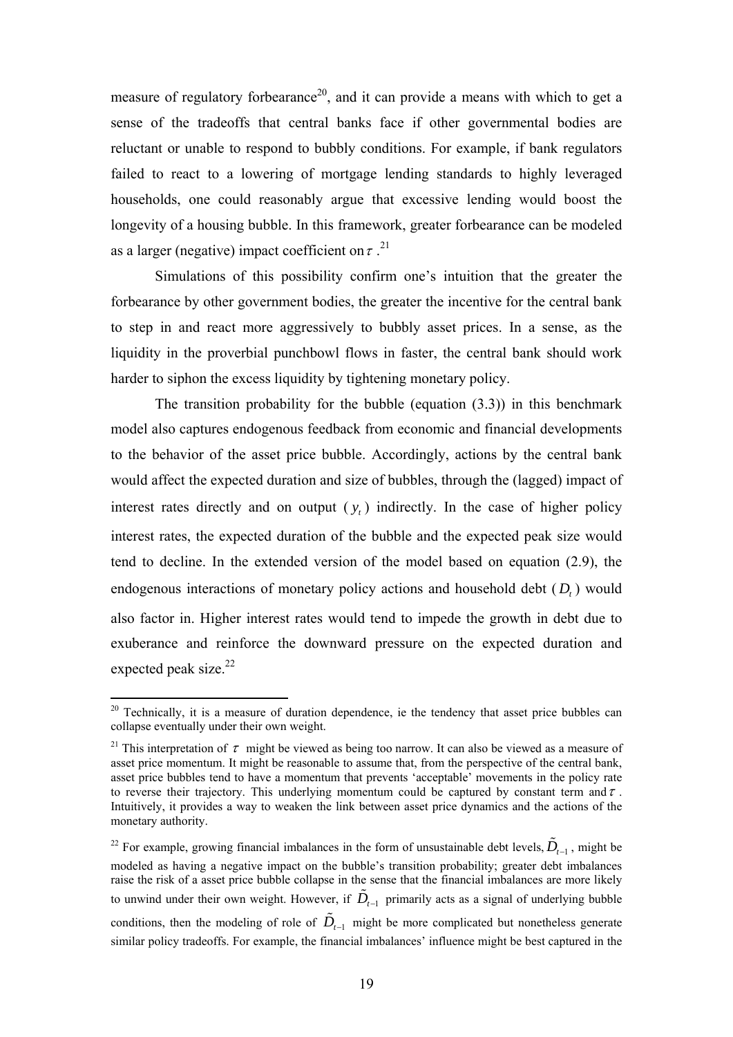measure of regulatory forbearance[20], and it can provide a means with which to get a sense of the tradeoffs that central banks face if other governmental bodies are reluctant or unable to respond to bubbly conditions. For example, if bank regulators failed to react to a lowering of mortgage lending standards to highly leveraged households, one could reasonably argue that excessive lending would boost the longevity of a housing bubble. In this framework, greater forbearance can be modeled as a larger (negative) impact coefficient on $\tau$.[21]

Simulations of this possibility confirm one's intuition that the greater the forbearance by other government bodies, the greater the incentive for the central bank to step in and react more aggressively to bubbly asset prices. In a sense, as the liquidity in the proverbial punchbowl flows in faster, the central bank should work harder to siphon the excess liquidity by tightening monetary policy.

The transition probability for the bubble (equation (3.3)) in this benchmark model also captures endogenous feedback from economic and financial developments to the behavior of the asset price bubble. Accordingly, actions by the central bank would affect the expected duration and size of bubbles, through the (lagged) impact of interest rates directly and on output ($y_t$) indirectly. In the case of higher policy interest rates, the expected duration of the bubble and the expected peak size would tend to decline. In the extended version of the model based on equation (2.9), the endogenous interactions of monetary policy actions and household debt ($D_t$) would also factor in. Higher interest rates would tend to impede the growth in debt due to exuberance and reinforce the downward pressure on the expected duration and expected peak size.[22]

---

[20] Technically, it is a measure of duration dependence, ie the tendency that asset price bubbles can collapse eventually under their own weight.

[21] This interpretation of $\tau$ might be viewed as being too narrow. It can also be viewed as a measure of asset price momentum. It might be reasonable to assume that, from the perspective of the central bank, asset price bubbles tend to have a momentum that prevents 'acceptable' movements in the policy rate to reverse their trajectory. This underlying momentum could be captured by constant term and $\tau$. Intuitively, it provides a way to weaken the link between asset price dynamics and the actions of the monetary authority.

[22] For example, growing financial imbalances in the form of unsustainable debt levels, $\tilde{D}_{t-1}$, might be modeled as having a negative impact on the bubble's transition probability; greater debt imbalances raise the risk of a asset price bubble collapse in the sense that the financial imbalances are more likely to unwind under their own weight. However, if $\tilde{D}_{t-1}$ primarily acts as a signal of underlying bubble conditions, then the modeling of role of $\tilde{D}_{t-1}$ might be more complicated but nonetheless generate similar policy tradeoffs. For example, the financial imbalances' influence might be best captured in the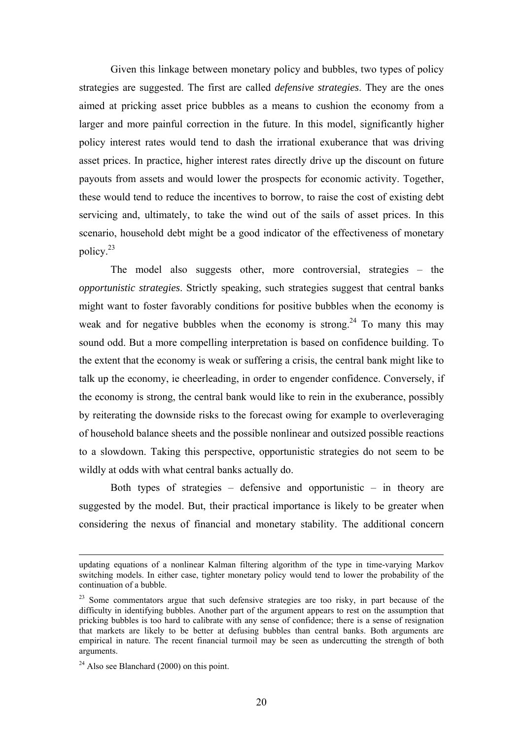Given this linkage between monetary policy and bubbles, two types of policy strategies are suggested. The first are called *defensive strategies*. They are the ones aimed at pricking asset price bubbles as a means to cushion the economy from a larger and more painful correction in the future. In this model, significantly higher policy interest rates would tend to dash the irrational exuberance that was driving asset prices. In practice, higher interest rates directly drive up the discount on future payouts from assets and would lower the prospects for economic activity. Together, these would tend to reduce the incentives to borrow, to raise the cost of existing debt servicing and, ultimately, to take the wind out of the sails of asset prices. In this scenario, household debt might be a good indicator of the effectiveness of monetary policy.[23]

The model also suggests other, more controversial, strategies – the *opportunistic strategies*. Strictly speaking, such strategies suggest that central banks might want to foster favorably conditions for positive bubbles when the economy is weak and for negative bubbles when the economy is strong.[24] To many this may sound odd. But a more compelling interpretation is based on confidence building. To the extent that the economy is weak or suffering a crisis, the central bank might like to talk up the economy, ie cheerleading, in order to engender confidence. Conversely, if the economy is strong, the central bank would like to rein in the exuberance, possibly by reiterating the downside risks to the forecast owing for example to overleveraging of household balance sheets and the possible nonlinear and outsized possible reactions to a slowdown. Taking this perspective, opportunistic strategies do not seem to be wildly at odds with what central banks actually do.

Both types of strategies – defensive and opportunistic – in theory are suggested by the model. But, their practical importance is likely to be greater when considering the nexus of financial and monetary stability. The additional concern

---

updating equations of a nonlinear Kalman filtering algorithm of the type in time-varying Markov switching models. In either case, tighter monetary policy would tend to lower the probability of the continuation of a bubble.

[23] Some commentators argue that such defensive strategies are too risky, in part because of the difficulty in identifying bubbles. Another part of the argument appears to rest on the assumption that pricking bubbles is too hard to calibrate with any sense of confidence; there is a sense of resignation that markets are likely to be better at defusing bubbles than central banks. Both arguments are empirical in nature. The recent financial turmoil may be seen as undercutting the strength of both arguments.

[24] Also see Blanchard (2000) on this point.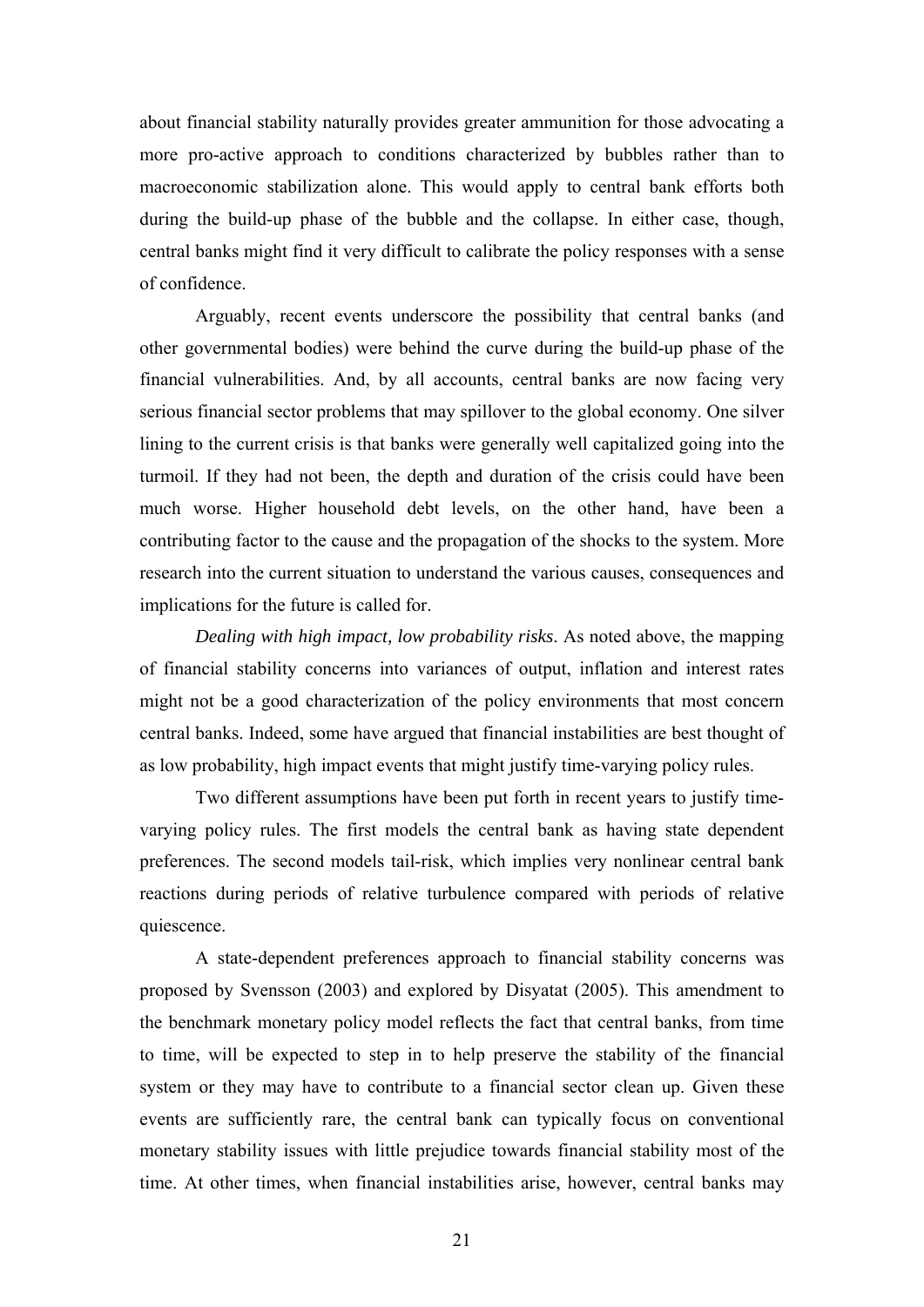about financial stability naturally provides greater ammunition for those advocating a more pro-active approach to conditions characterized by bubbles rather than to macroeconomic stabilization alone. This would apply to central bank efforts both during the build-up phase of the bubble and the collapse. In either case, though, central banks might find it very difficult to calibrate the policy responses with a sense of confidence.

Arguably, recent events underscore the possibility that central banks (and other governmental bodies) were behind the curve during the build-up phase of the financial vulnerabilities. And, by all accounts, central banks are now facing very serious financial sector problems that may spillover to the global economy. One silver lining to the current crisis is that banks were generally well capitalized going into the turmoil. If they had not been, the depth and duration of the crisis could have been much worse. Higher household debt levels, on the other hand, have been a contributing factor to the cause and the propagation of the shocks to the system. More research into the current situation to understand the various causes, consequences and implications for the future is called for.

*Dealing with high impact, low probability risks*. As noted above, the mapping of financial stability concerns into variances of output, inflation and interest rates might not be a good characterization of the policy environments that most concern central banks. Indeed, some have argued that financial instabilities are best thought of as low probability, high impact events that might justify time-varying policy rules.

Two different assumptions have been put forth in recent years to justify time-varying policy rules. The first models the central bank as having state dependent preferences. The second models tail-risk, which implies very nonlinear central bank reactions during periods of relative turbulence compared with periods of relative quiescence.

A state-dependent preferences approach to financial stability concerns was proposed by Svensson (2003) and explored by Disyatat (2005). This amendment to the benchmark monetary policy model reflects the fact that central banks, from time to time, will be expected to step in to help preserve the stability of the financial system or they may have to contribute to a financial sector clean up. Given these events are sufficiently rare, the central bank can typically focus on conventional monetary stability issues with little prejudice towards financial stability most of the time. At other times, when financial instabilities arise, however, central banks may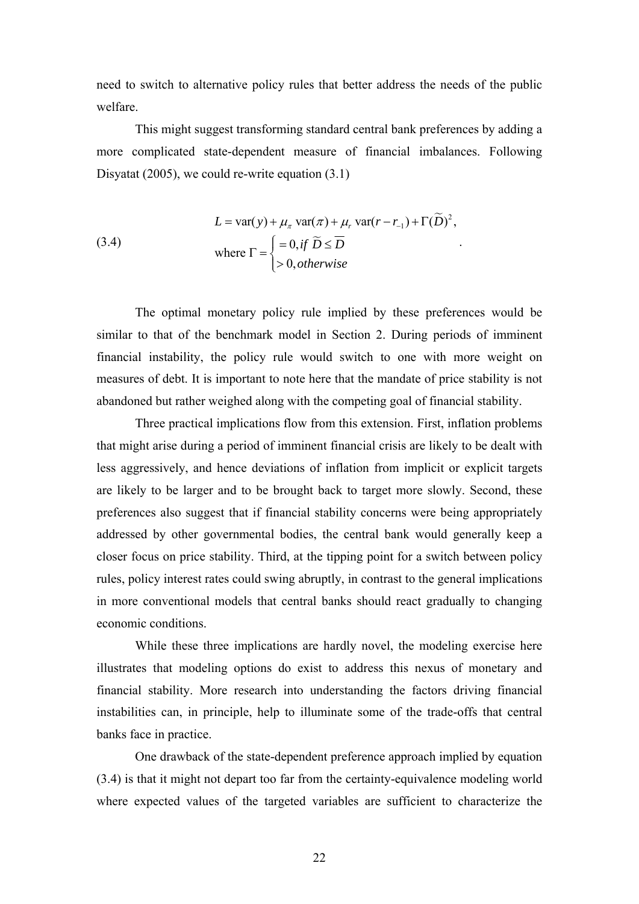need to switch to alternative policy rules that better address the needs of the public welfare.

This might suggest transforming standard central bank preferences by adding a more complicated state-dependent measure of financial imbalances. Following Disyatat (2005), we could re-write equation (3.1)

$$
\begin{aligned}
(3.4) \qquad & L = \text{var}(y) + \mu_\pi \,\text{var}(\pi) + \mu_r \,\text{var}(r - r_{-1}) + \Gamma(\widetilde{D})^2, \\
& \text{where } \Gamma = \begin{cases} = 0, \text{if } \widetilde{D} \le \overline{D} \\ > 0, \text{otherwise} \end{cases}.
\end{aligned}
$$

The optimal monetary policy rule implied by these preferences would be similar to that of the benchmark model in Section 2. During periods of imminent financial instability, the policy rule would switch to one with more weight on measures of debt. It is important to note here that the mandate of price stability is not abandoned but rather weighed along with the competing goal of financial stability.

Three practical implications flow from this extension. First, inflation problems that might arise during a period of imminent financial crisis are likely to be dealt with less aggressively, and hence deviations of inflation from implicit or explicit targets are likely to be larger and to be brought back to target more slowly. Second, these preferences also suggest that if financial stability concerns were being appropriately addressed by other governmental bodies, the central bank would generally keep a closer focus on price stability. Third, at the tipping point for a switch between policy rules, policy interest rates could swing abruptly, in contrast to the general implications in more conventional models that central banks should react gradually to changing economic conditions.

While these three implications are hardly novel, the modeling exercise here illustrates that modeling options do exist to address this nexus of monetary and financial stability. More research into understanding the factors driving financial instabilities can, in principle, help to illuminate some of the trade-offs that central banks face in practice.

One drawback of the state-dependent preference approach implied by equation (3.4) is that it might not depart too far from the certainty-equivalence modeling world where expected values of the targeted variables are sufficient to characterize the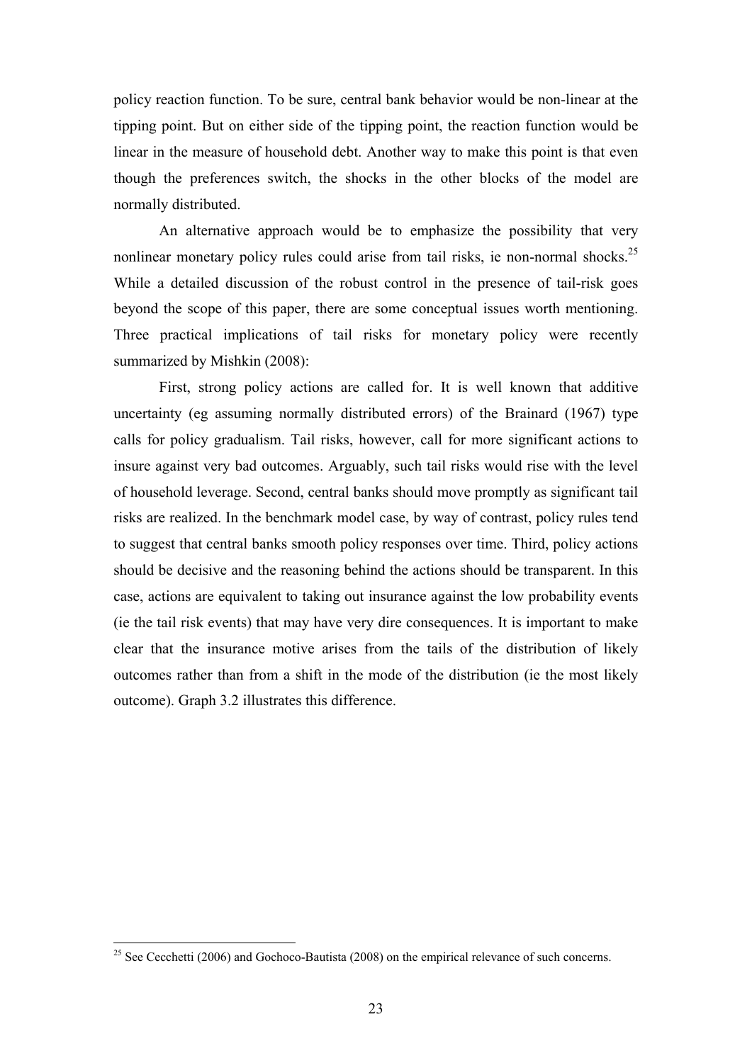policy reaction function. To be sure, central bank behavior would be non-linear at the tipping point. But on either side of the tipping point, the reaction function would be linear in the measure of household debt. Another way to make this point is that even though the preferences switch, the shocks in the other blocks of the model are normally distributed.

An alternative approach would be to emphasize the possibility that very nonlinear monetary policy rules could arise from tail risks, ie non-normal shocks.[25] While a detailed discussion of the robust control in the presence of tail-risk goes beyond the scope of this paper, there are some conceptual issues worth mentioning. Three practical implications of tail risks for monetary policy were recently summarized by Mishkin (2008):

First, strong policy actions are called for. It is well known that additive uncertainty (eg assuming normally distributed errors) of the Brainard (1967) type calls for policy gradualism. Tail risks, however, call for more significant actions to insure against very bad outcomes. Arguably, such tail risks would rise with the level of household leverage. Second, central banks should move promptly as significant tail risks are realized. In the benchmark model case, by way of contrast, policy rules tend to suggest that central banks smooth policy responses over time. Third, policy actions should be decisive and the reasoning behind the actions should be transparent. In this case, actions are equivalent to taking out insurance against the low probability events (ie the tail risk events) that may have very dire consequences. It is important to make clear that the insurance motive arises from the tails of the distribution of likely outcomes rather than from a shift in the mode of the distribution (ie the most likely outcome). Graph 3.2 illustrates this difference.

[25] See Cecchetti (2006) and Gochoco-Bautista (2008) on the empirical relevance of such concerns.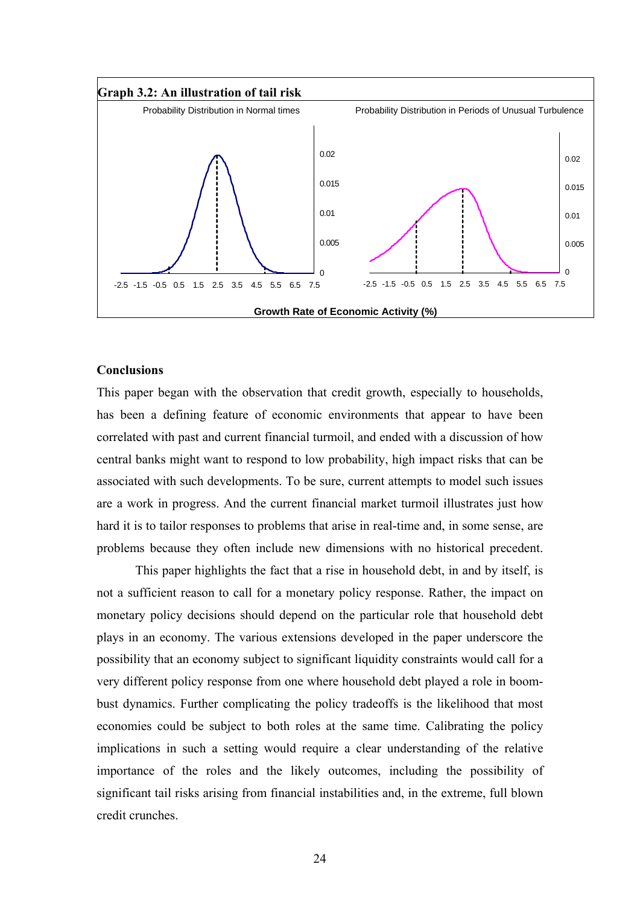**Graph 3.2: An illustration of tail risk**

Probability Distribution in Normal times

Probability Distribution in Periods of Unusual Turbulence

Growth Rate of Economic Activity (%)

## Conclusions

This paper began with the observation that credit growth, especially to households, has been a defining feature of economic environments that appear to have been correlated with past and current financial turmoil, and ended with a discussion of how central banks might want to respond to low probability, high impact risks that can be associated with such developments. To be sure, current attempts to model such issues are a work in progress. And the current financial market turmoil illustrates just how hard it is to tailor responses to problems that arise in real-time and, in some sense, are problems because they often include new dimensions with no historical precedent.

This paper highlights the fact that a rise in household debt, in and by itself, is not a sufficient reason to call for a monetary policy response. Rather, the impact on monetary policy decisions should depend on the particular role that household debt plays in an economy. The various extensions developed in the paper underscore the possibility that an economy subject to significant liquidity constraints would call for a very different policy response from one where household debt played a role in boom-bust dynamics. Further complicating the policy tradeoffs is the likelihood that most economies could be subject to both roles at the same time. Calibrating the policy implications in such a setting would require a clear understanding of the relative importance of the roles and the likely outcomes, including the possibility of significant tail risks arising from financial instabilities and, in the extreme, full blown credit crunches.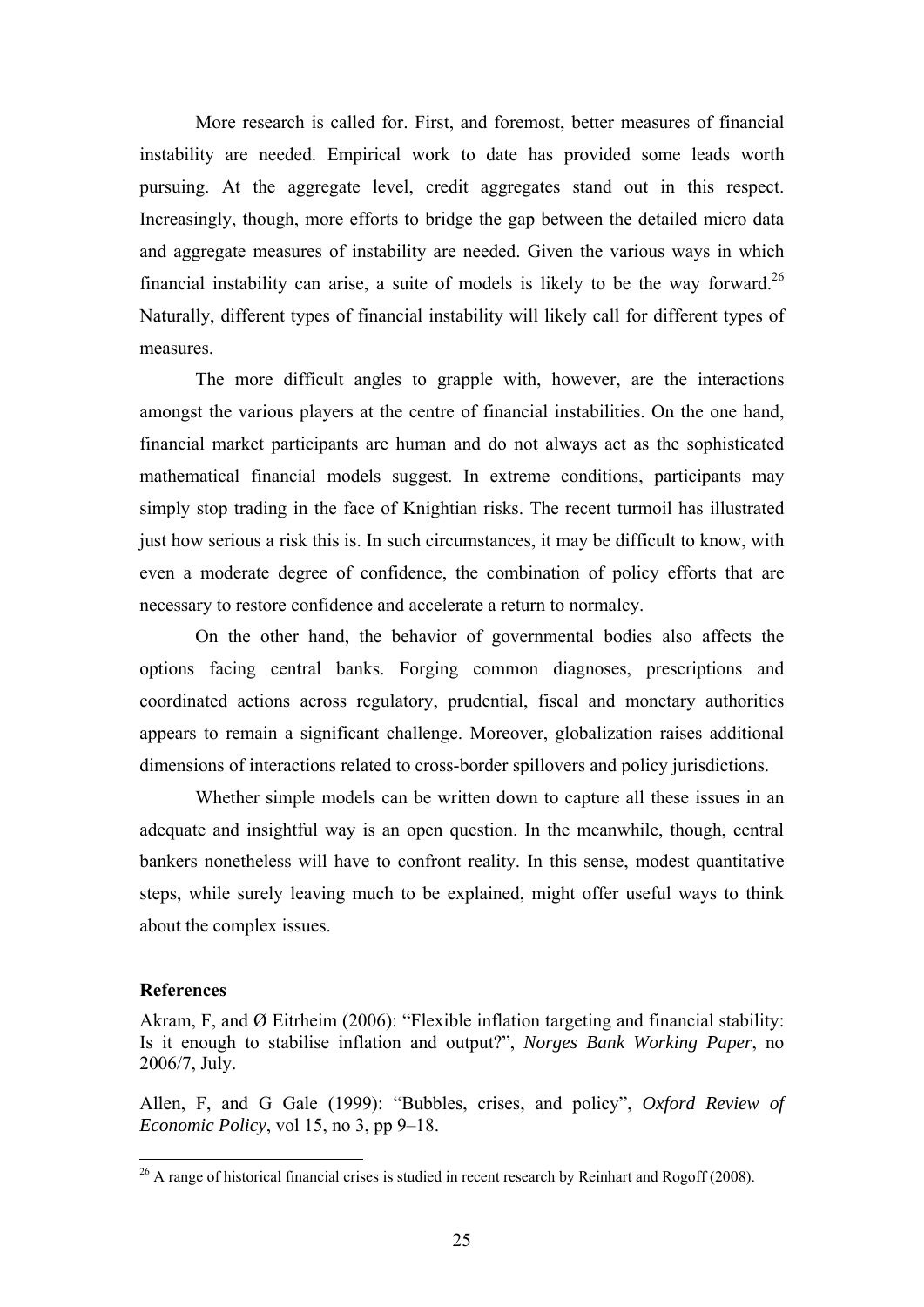More research is called for. First, and foremost, better measures of financial instability are needed. Empirical work to date has provided some leads worth pursuing. At the aggregate level, credit aggregates stand out in this respect. Increasingly, though, more efforts to bridge the gap between the detailed micro data and aggregate measures of instability are needed. Given the various ways in which financial instability can arise, a suite of models is likely to be the way forward.[26] Naturally, different types of financial instability will likely call for different types of measures.

The more difficult angles to grapple with, however, are the interactions amongst the various players at the centre of financial instabilities. On the one hand, financial market participants are human and do not always act as the sophisticated mathematical financial models suggest. In extreme conditions, participants may simply stop trading in the face of Knightian risks. The recent turmoil has illustrated just how serious a risk this is. In such circumstances, it may be difficult to know, with even a moderate degree of confidence, the combination of policy efforts that are necessary to restore confidence and accelerate a return to normalcy.

On the other hand, the behavior of governmental bodies also affects the options facing central banks. Forging common diagnoses, prescriptions and coordinated actions across regulatory, prudential, fiscal and monetary authorities appears to remain a significant challenge. Moreover, globalization raises additional dimensions of interactions related to cross-border spillovers and policy jurisdictions.

Whether simple models can be written down to capture all these issues in an adequate and insightful way is an open question. In the meanwhile, though, central bankers nonetheless will have to confront reality. In this sense, modest quantitative steps, while surely leaving much to be explained, might offer useful ways to think about the complex issues.

**References**

Akram, F, and Ø Eitrheim (2006): "Flexible inflation targeting and financial stability: Is it enough to stabilise inflation and output?", *Norges Bank Working Paper*, no 2006/7, July.

Allen, F, and G Gale (1999): "Bubbles, crises, and policy", *Oxford Review of Economic Policy*, vol 15, no 3, pp 9–18.

---

[26] A range of historical financial crises is studied in recent research by Reinhart and Rogoff (2008).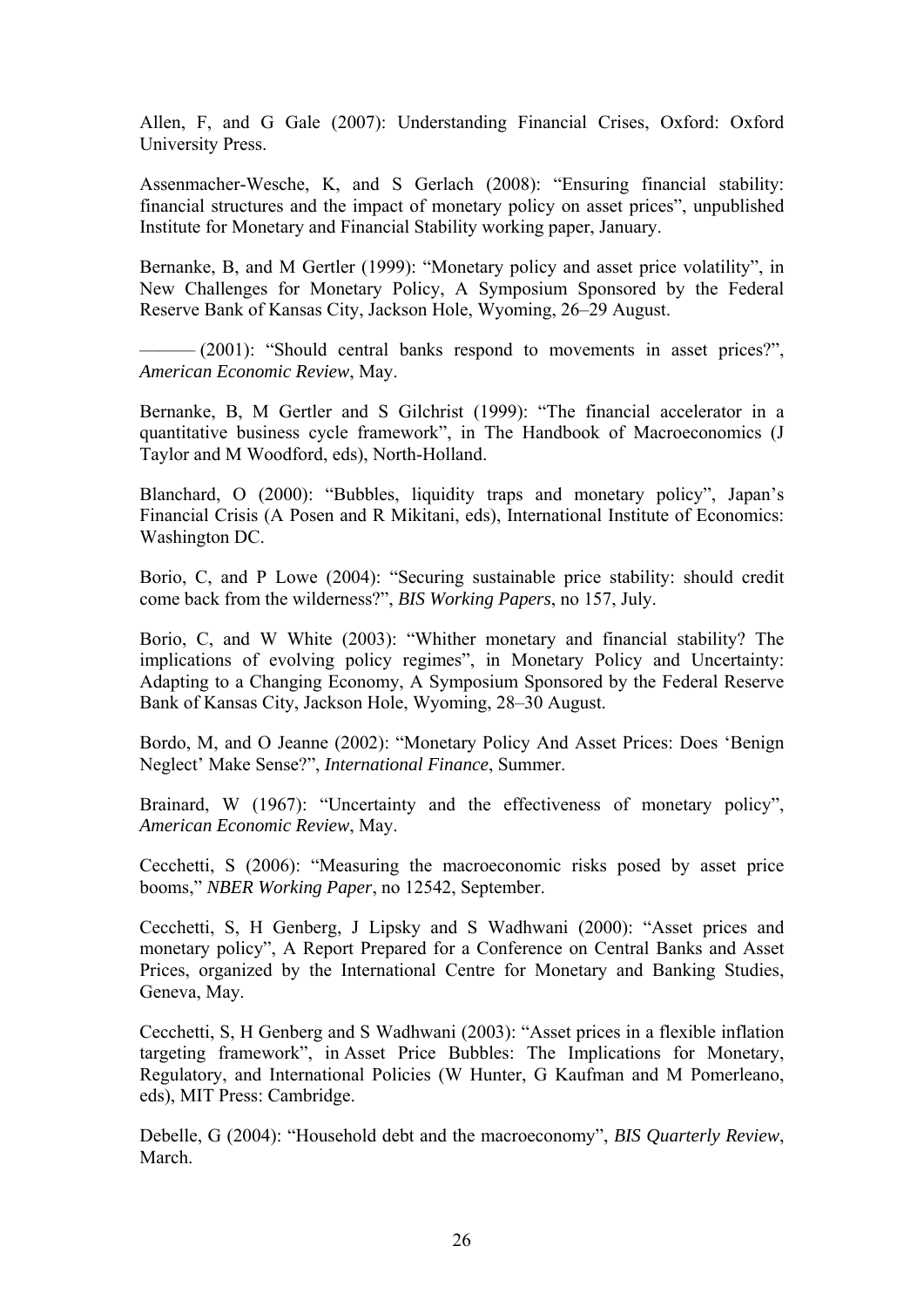Allen, F, and G Gale (2007): Understanding Financial Crises, Oxford: Oxford University Press.

Assenmacher-Wesche, K, and S Gerlach (2008): "Ensuring financial stability: financial structures and the impact of monetary policy on asset prices", unpublished Institute for Monetary and Financial Stability working paper, January.

Bernanke, B, and M Gertler (1999): "Monetary policy and asset price volatility", in New Challenges for Monetary Policy, A Symposium Sponsored by the Federal Reserve Bank of Kansas City, Jackson Hole, Wyoming, 26–29 August.

——— (2001): "Should central banks respond to movements in asset prices?", *American Economic Review*, May.

Bernanke, B, M Gertler and S Gilchrist (1999): "The financial accelerator in a quantitative business cycle framework", in The Handbook of Macroeconomics (J Taylor and M Woodford, eds), North-Holland.

Blanchard, O (2000): "Bubbles, liquidity traps and monetary policy", Japan's Financial Crisis (A Posen and R Mikitani, eds), International Institute of Economics: Washington DC.

Borio, C, and P Lowe (2004): "Securing sustainable price stability: should credit come back from the wilderness?", *BIS Working Papers*, no 157, July.

Borio, C, and W White (2003): "Whither monetary and financial stability? The implications of evolving policy regimes", in Monetary Policy and Uncertainty: Adapting to a Changing Economy, A Symposium Sponsored by the Federal Reserve Bank of Kansas City, Jackson Hole, Wyoming, 28–30 August.

Bordo, M, and O Jeanne (2002): "Monetary Policy And Asset Prices: Does 'Benign Neglect' Make Sense?", *International Finance*, Summer.

Brainard, W (1967): "Uncertainty and the effectiveness of monetary policy", *American Economic Review*, May.

Cecchetti, S (2006): "Measuring the macroeconomic risks posed by asset price booms," *NBER Working Paper*, no 12542, September.

Cecchetti, S, H Genberg, J Lipsky and S Wadhwani (2000): "Asset prices and monetary policy", A Report Prepared for a Conference on Central Banks and Asset Prices, organized by the International Centre for Monetary and Banking Studies, Geneva, May.

Cecchetti, S, H Genberg and S Wadhwani (2003): "Asset prices in a flexible inflation targeting framework", in Asset Price Bubbles: The Implications for Monetary, Regulatory, and International Policies (W Hunter, G Kaufman and M Pomerleano, eds), MIT Press: Cambridge.

Debelle, G (2004): "Household debt and the macroeconomy", *BIS Quarterly Review*, March.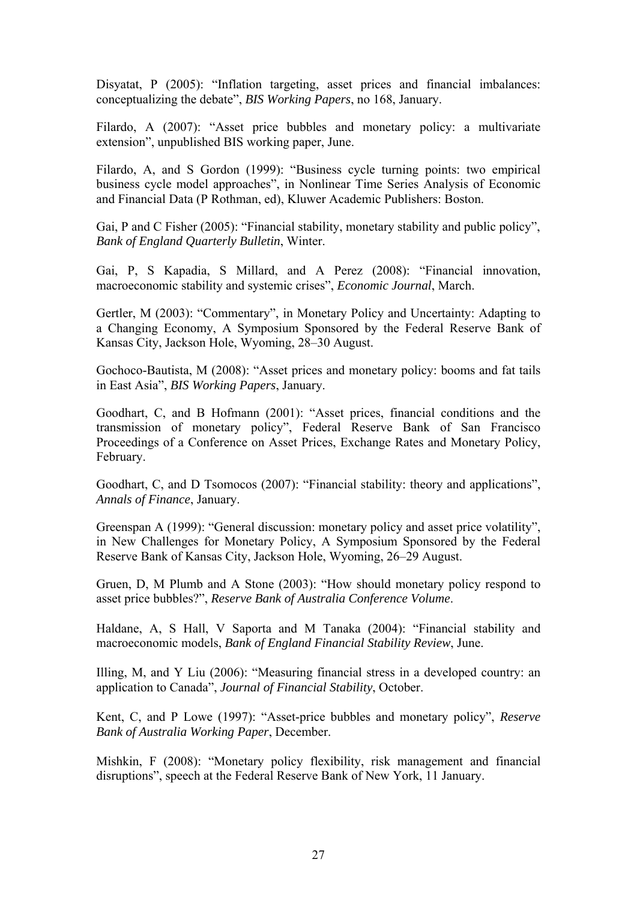Disyatat, P (2005): "Inflation targeting, asset prices and financial imbalances: conceptualizing the debate", *BIS Working Papers*, no 168, January.

Filardo, A (2007): "Asset price bubbles and monetary policy: a multivariate extension", unpublished BIS working paper, June.

Filardo, A, and S Gordon (1999): "Business cycle turning points: two empirical business cycle model approaches", in Nonlinear Time Series Analysis of Economic and Financial Data (P Rothman, ed), Kluwer Academic Publishers: Boston.

Gai, P and C Fisher (2005): "Financial stability, monetary stability and public policy", *Bank of England Quarterly Bulletin*, Winter.

Gai, P, S Kapadia, S Millard, and A Perez (2008): "Financial innovation, macroeconomic stability and systemic crises", *Economic Journal*, March.

Gertler, M (2003): "Commentary", in Monetary Policy and Uncertainty: Adapting to a Changing Economy, A Symposium Sponsored by the Federal Reserve Bank of Kansas City, Jackson Hole, Wyoming, 28–30 August.

Gochoco-Bautista, M (2008): "Asset prices and monetary policy: booms and fat tails in East Asia", *BIS Working Papers*, January.

Goodhart, C, and B Hofmann (2001): "Asset prices, financial conditions and the transmission of monetary policy", Federal Reserve Bank of San Francisco Proceedings of a Conference on Asset Prices, Exchange Rates and Monetary Policy, February.

Goodhart, C, and D Tsomocos (2007): "Financial stability: theory and applications", *Annals of Finance*, January.

Greenspan A (1999): "General discussion: monetary policy and asset price volatility", in New Challenges for Monetary Policy, A Symposium Sponsored by the Federal Reserve Bank of Kansas City, Jackson Hole, Wyoming, 26–29 August.

Gruen, D, M Plumb and A Stone (2003): "How should monetary policy respond to asset price bubbles?", *Reserve Bank of Australia Conference Volume*.

Haldane, A, S Hall, V Saporta and M Tanaka (2004): "Financial stability and macroeconomic models, *Bank of England Financial Stability Review*, June.

Illing, M, and Y Liu (2006): "Measuring financial stress in a developed country: an application to Canada", *Journal of Financial Stability*, October.

Kent, C, and P Lowe (1997): "Asset-price bubbles and monetary policy", *Reserve Bank of Australia Working Paper*, December.

Mishkin, F (2008): "Monetary policy flexibility, risk management and financial disruptions", speech at the Federal Reserve Bank of New York, 11 January.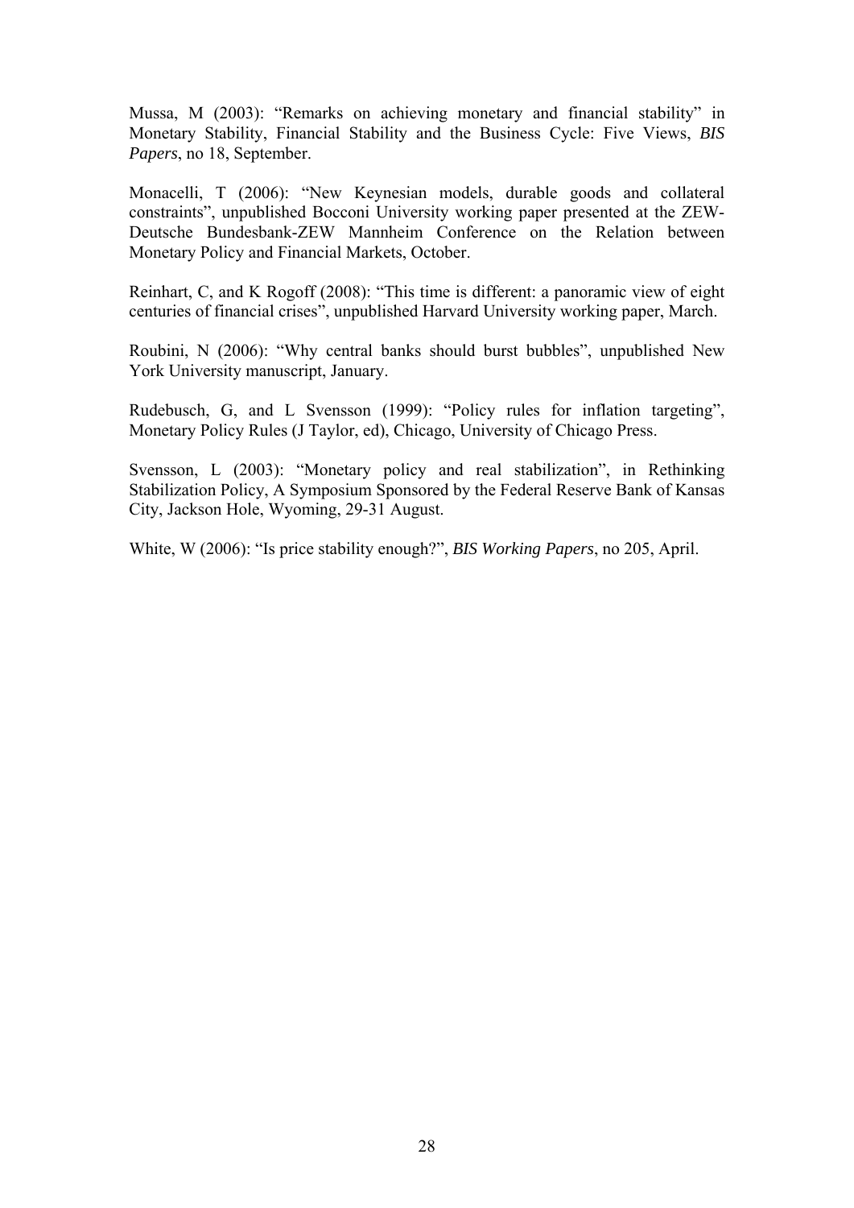Mussa, M (2003): "Remarks on achieving monetary and financial stability" in Monetary Stability, Financial Stability and the Business Cycle: Five Views, *BIS Papers*, no 18, September.

Monacelli, T (2006): "New Keynesian models, durable goods and collateral constraints", unpublished Bocconi University working paper presented at the ZEW-Deutsche Bundesbank-ZEW Mannheim Conference on the Relation between Monetary Policy and Financial Markets, October.

Reinhart, C, and K Rogoff (2008): "This time is different: a panoramic view of eight centuries of financial crises", unpublished Harvard University working paper, March.

Roubini, N (2006): "Why central banks should burst bubbles", unpublished New York University manuscript, January.

Rudebusch, G, and L Svensson (1999): "Policy rules for inflation targeting", Monetary Policy Rules (J Taylor, ed), Chicago, University of Chicago Press.

Svensson, L (2003): "Monetary policy and real stabilization", in Rethinking Stabilization Policy, A Symposium Sponsored by the Federal Reserve Bank of Kansas City, Jackson Hole, Wyoming, 29-31 August.

White, W (2006): "Is price stability enough?", *BIS Working Papers*, no 205, April.